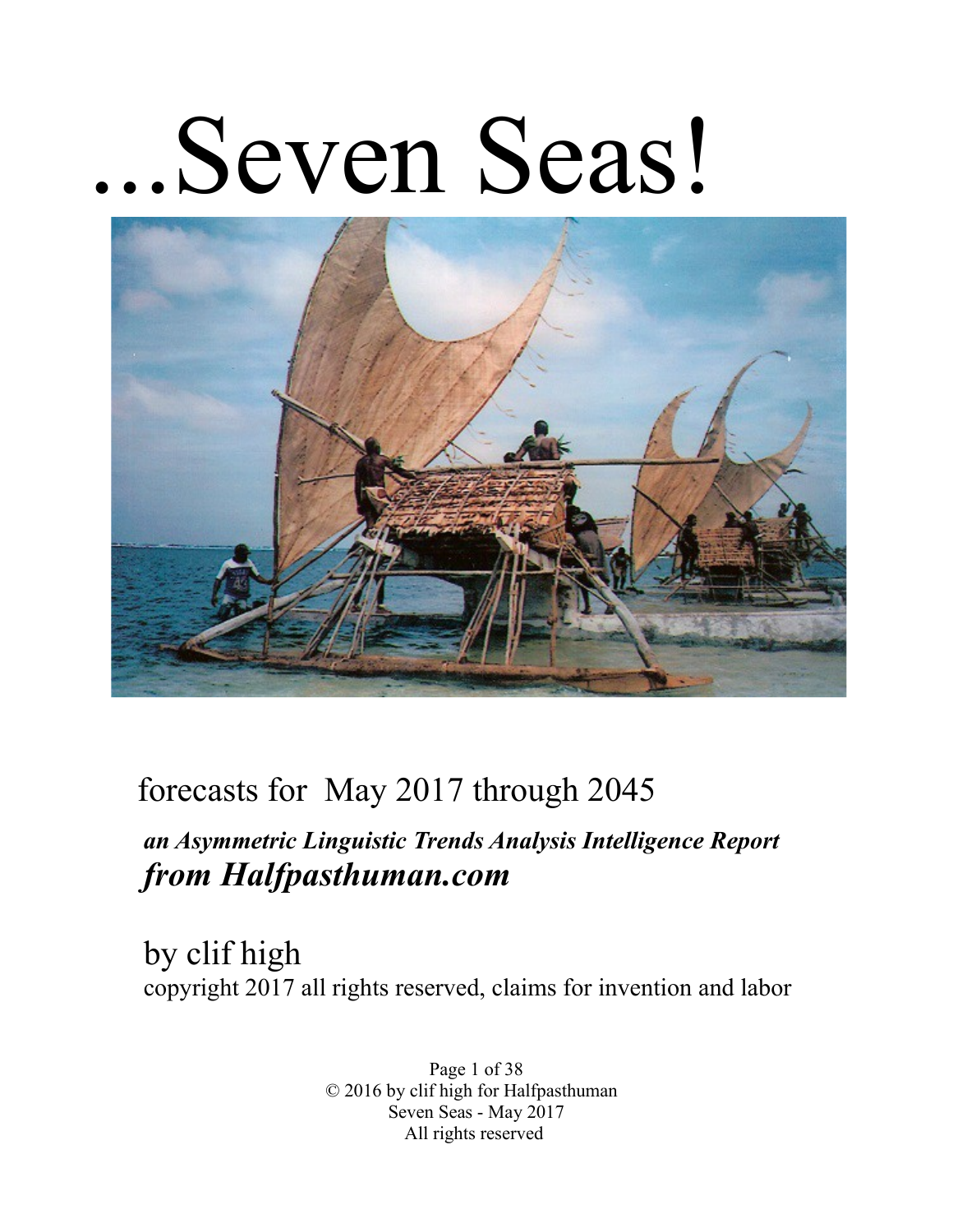# ...Seven Seas!

forecasts for May 2017 through 2045

***an Asymmetric Linguistic Trends Analysis Intelligence Report***
***from Halfpasthuman.com***

by clif high
copyright 2017 all rights reserved, claims for invention and labor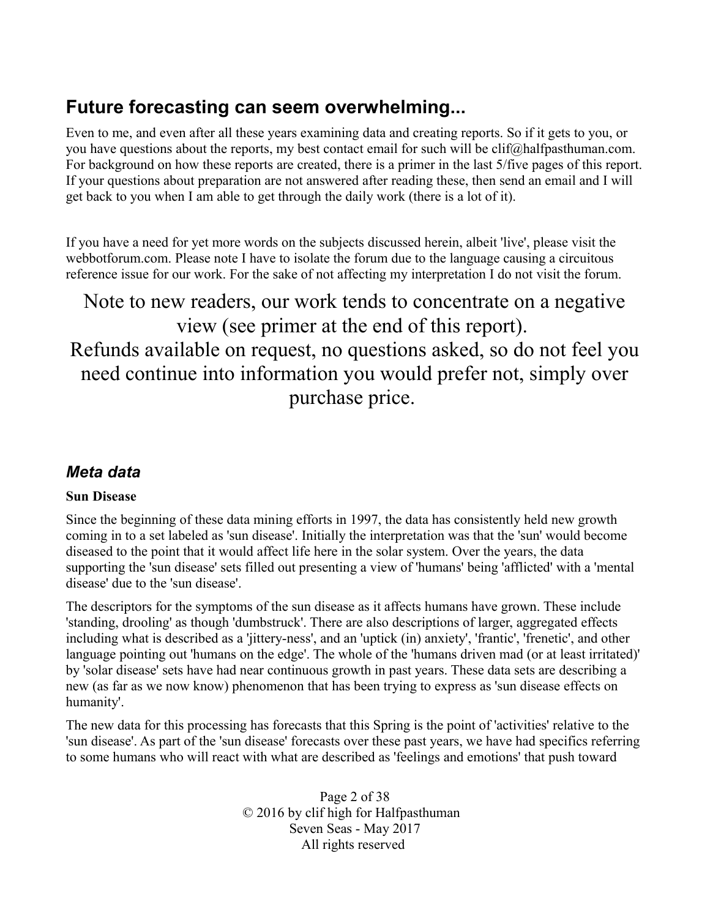## Future forecasting can seem overwhelming...

Even to me, and even after all these years examining data and creating reports. So if it gets to you, or you have questions about the reports, my best contact email for such will be clif@halfpasthuman.com. For background on how these reports are created, there is a primer in the last 5/five pages of this report. If your questions about preparation are not answered after reading these, then send an email and I will get back to you when I am able to get through the daily work (there is a lot of it).

If you have a need for yet more words on the subjects discussed herein, albeit 'live', please visit the webbotforum.com. Please note I have to isolate the forum due to the language causing a circuitous reference issue for our work. For the sake of not affecting my interpretation I do not visit the forum.

Note to new readers, our work tends to concentrate on a negative view (see primer at the end of this report).
Refunds available on request, no questions asked, so do not feel you need continue into information you would prefer not, simply over purchase price.

### *Meta data*

**Sun Disease**

Since the beginning of these data mining efforts in 1997, the data has consistently held new growth coming in to a set labeled as 'sun disease'. Initially the interpretation was that the 'sun' would become diseased to the point that it would affect life here in the solar system. Over the years, the data supporting the 'sun disease' sets filled out presenting a view of 'humans' being 'afflicted' with a 'mental disease' due to the 'sun disease'.

The descriptors for the symptoms of the sun disease as it affects humans have grown. These include 'standing, drooling' as though 'dumbstruck'. There are also descriptions of larger, aggregated effects including what is described as a 'jittery-ness', and an 'uptick (in) anxiety', 'frantic', 'frenetic', and other language pointing out 'humans on the edge'. The whole of the 'humans driven mad (or at least irritated)' by 'solar disease' sets have had near continuous growth in past years. These data sets are describing a new (as far as we now know) phenomenon that has been trying to express as 'sun disease effects on humanity'.

The new data for this processing has forecasts that this Spring is the point of 'activities' relative to the 'sun disease'. As part of the 'sun disease' forecasts over these past years, we have had specifics referring to some humans who will react with what are described as 'feelings and emotions' that push toward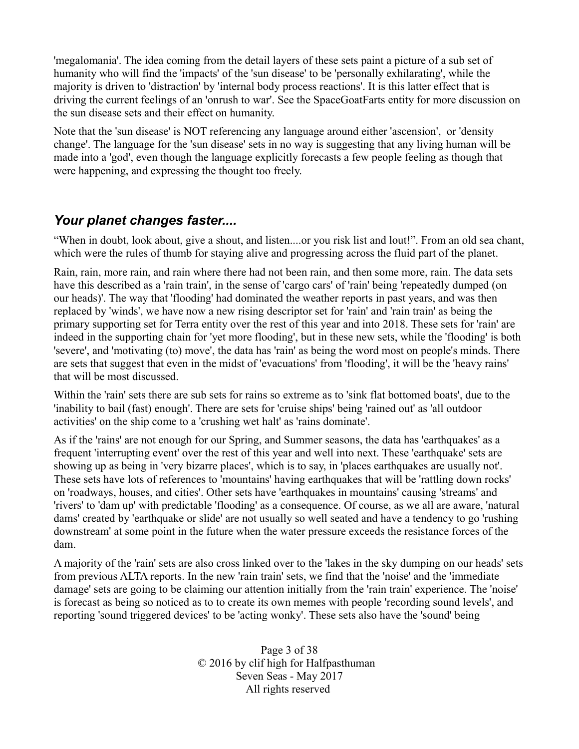'megalomania'. The idea coming from the detail layers of these sets paint a picture of a sub set of humanity who will find the 'impacts' of the 'sun disease' to be 'personally exhilarating', while the majority is driven to 'distraction' by 'internal body process reactions'. It is this latter effect that is driving the current feelings of an 'onrush to war'. See the SpaceGoatFarts entity for more discussion on the sun disease sets and their effect on humanity.

Note that the 'sun disease' is NOT referencing any language around either 'ascension', or 'density change'. The language for the 'sun disease' sets in no way is suggesting that any living human will be made into a 'god', even though the language explicitly forecasts a few people feeling as though that were happening, and expressing the thought too freely.

## *Your planet changes faster....*

“When in doubt, look about, give a shout, and listen....or you risk list and lout!”. From an old sea chant, which were the rules of thumb for staying alive and progressing across the fluid part of the planet.

Rain, rain, more rain, and rain where there had not been rain, and then some more, rain. The data sets have this described as a 'rain train', in the sense of 'cargo cars' of 'rain' being 'repeatedly dumped (on our heads)'. The way that 'flooding' had dominated the weather reports in past years, and was then replaced by 'winds', we have now a new rising descriptor set for 'rain' and 'rain train' as being the primary supporting set for Terra entity over the rest of this year and into 2018. These sets for 'rain' are indeed in the supporting chain for 'yet more flooding', but in these new sets, while the 'flooding' is both 'severe', and 'motivating (to) move', the data has 'rain' as being the word most on people's minds. There are sets that suggest that even in the midst of 'evacuations' from 'flooding', it will be the 'heavy rains' that will be most discussed.

Within the 'rain' sets there are sub sets for rains so extreme as to 'sink flat bottomed boats', due to the 'inability to bail (fast) enough'. There are sets for 'cruise ships' being 'rained out' as 'all outdoor activities' on the ship come to a 'crushing wet halt' as 'rains dominate'.

As if the 'rains' are not enough for our Spring, and Summer seasons, the data has 'earthquakes' as a frequent 'interrupting event' over the rest of this year and well into next. These 'earthquake' sets are showing up as being in 'very bizarre places', which is to say, in 'places earthquakes are usually not'. These sets have lots of references to 'mountains' having earthquakes that will be 'rattling down rocks' on 'roadways, houses, and cities'. Other sets have 'earthquakes in mountains' causing 'streams' and 'rivers' to 'dam up' with predictable 'flooding' as a consequence. Of course, as we all are aware, 'natural dams' created by 'earthquake or slide' are not usually so well seated and have a tendency to go 'rushing downstream' at some point in the future when the water pressure exceeds the resistance forces of the dam.

A majority of the 'rain' sets are also cross linked over to the 'lakes in the sky dumping on our heads' sets from previous ALTA reports. In the new 'rain train' sets, we find that the 'noise' and the 'immediate damage' sets are going to be claiming our attention initially from the 'rain train' experience. The 'noise' is forecast as being so noticed as to to create its own memes with people 'recording sound levels', and reporting 'sound triggered devices' to be 'acting wonky'. These sets also have the 'sound' being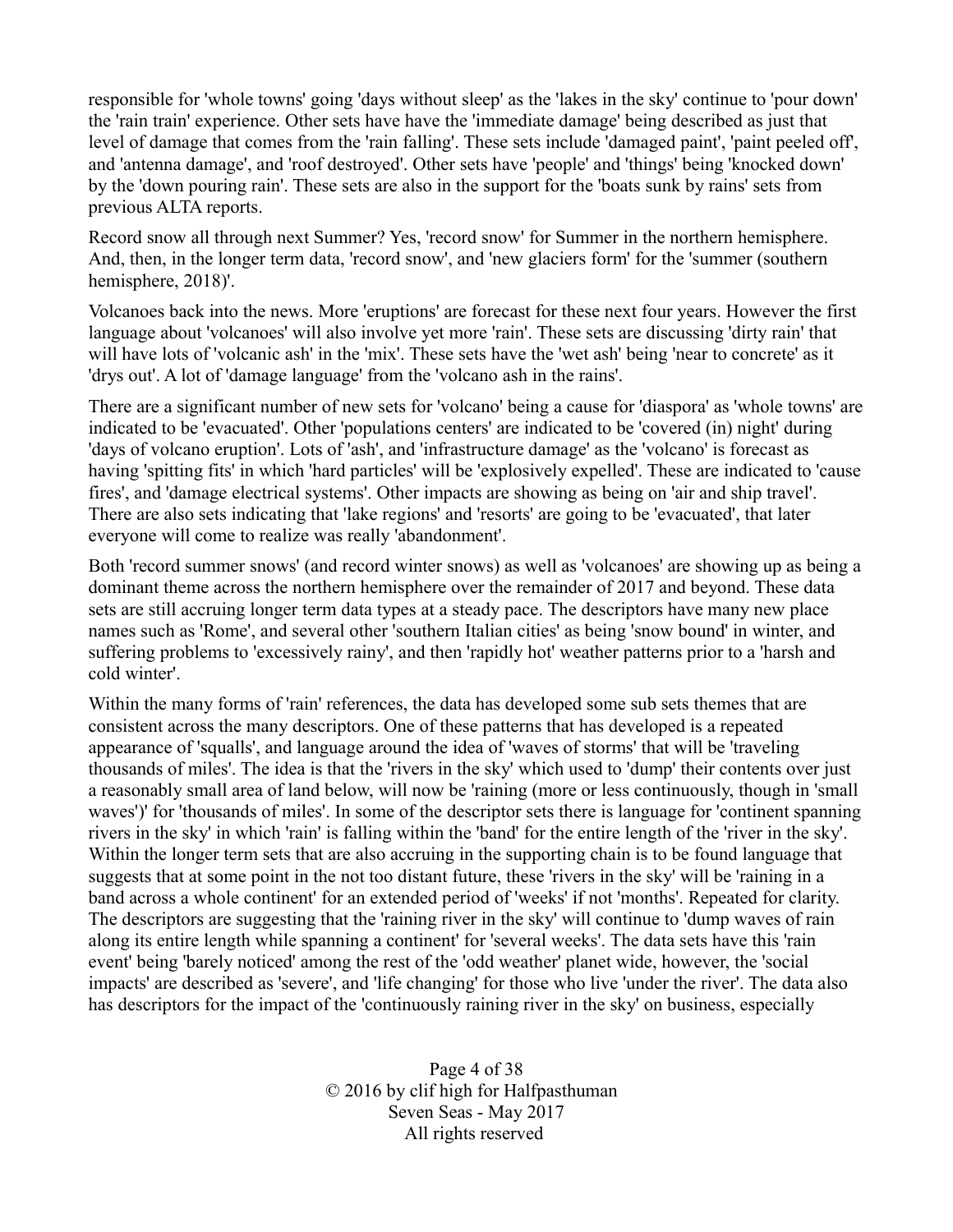responsible for 'whole towns' going 'days without sleep' as the 'lakes in the sky' continue to 'pour down' the 'rain train' experience. Other sets have have the 'immediate damage' being described as just that level of damage that comes from the 'rain falling'. These sets include 'damaged paint', 'paint peeled off', and 'antenna damage', and 'roof destroyed'. Other sets have 'people' and 'things' being 'knocked down' by the 'down pouring rain'. These sets are also in the support for the 'boats sunk by rains' sets from previous ALTA reports.

Record snow all through next Summer? Yes, 'record snow' for Summer in the northern hemisphere. And, then, in the longer term data, 'record snow', and 'new glaciers form' for the 'summer (southern hemisphere, 2018)'.

Volcanoes back into the news. More 'eruptions' are forecast for these next four years. However the first language about 'volcanoes' will also involve yet more 'rain'. These sets are discussing 'dirty rain' that will have lots of 'volcanic ash' in the 'mix'. These sets have the 'wet ash' being 'near to concrete' as it 'drys out'. A lot of 'damage language' from the 'volcano ash in the rains'.

There are a significant number of new sets for 'volcano' being a cause for 'diaspora' as 'whole towns' are indicated to be 'evacuated'. Other 'populations centers' are indicated to be 'covered (in) night' during 'days of volcano eruption'. Lots of 'ash', and 'infrastructure damage' as the 'volcano' is forecast as having 'spitting fits' in which 'hard particles' will be 'explosively expelled'. These are indicated to 'cause fires', and 'damage electrical systems'. Other impacts are showing as being on 'air and ship travel'. There are also sets indicating that 'lake regions' and 'resorts' are going to be 'evacuated', that later everyone will come to realize was really 'abandonment'.

Both 'record summer snows' (and record winter snows) as well as 'volcanoes' are showing up as being a dominant theme across the northern hemisphere over the remainder of 2017 and beyond. These data sets are still accruing longer term data types at a steady pace. The descriptors have many new place names such as 'Rome', and several other 'southern Italian cities' as being 'snow bound' in winter, and suffering problems to 'excessively rainy', and then 'rapidly hot' weather patterns prior to a 'harsh and cold winter'.

Within the many forms of 'rain' references, the data has developed some sub sets themes that are consistent across the many descriptors. One of these patterns that has developed is a repeated appearance of 'squalls', and language around the idea of 'waves of storms' that will be 'traveling thousands of miles'. The idea is that the 'rivers in the sky' which used to 'dump' their contents over just a reasonably small area of land below, will now be 'raining (more or less continuously, though in 'small waves')' for 'thousands of miles'. In some of the descriptor sets there is language for 'continent spanning rivers in the sky' in which 'rain' is falling within the 'band' for the entire length of the 'river in the sky'. Within the longer term sets that are also accruing in the supporting chain is to be found language that suggests that at some point in the not too distant future, these 'rivers in the sky' will be 'raining in a band across a whole continent' for an extended period of 'weeks' if not 'months'. Repeated for clarity. The descriptors are suggesting that the 'raining river in the sky' will continue to 'dump waves of rain along its entire length while spanning a continent' for 'several weeks'. The data sets have this 'rain event' being 'barely noticed' among the rest of the 'odd weather' planet wide, however, the 'social impacts' are described as 'severe', and 'life changing' for those who live 'under the river'. The data also has descriptors for the impact of the 'continuously raining river in the sky' on business, especially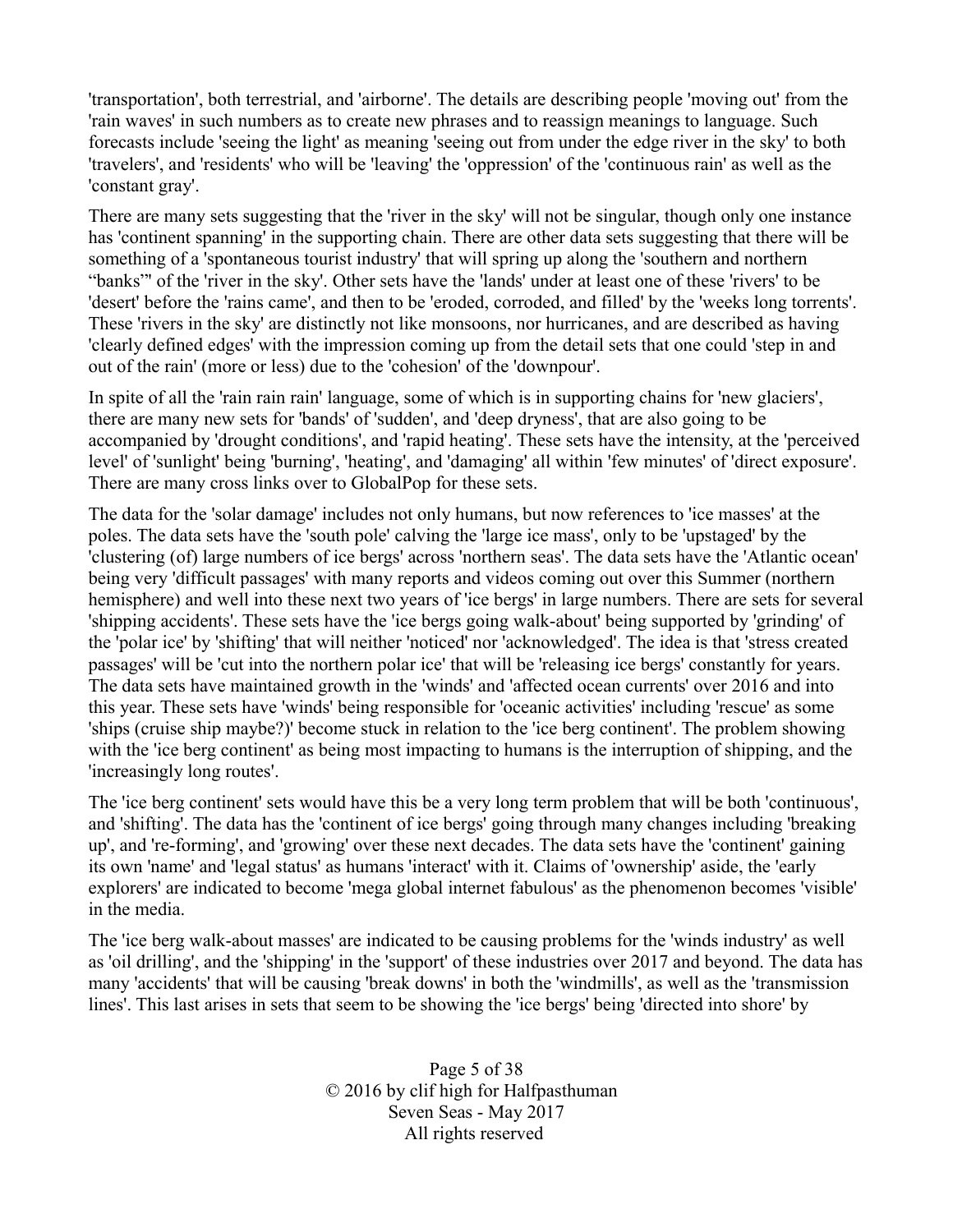'transportation', both terrestrial, and 'airborne'. The details are describing people 'moving out' from the 'rain waves' in such numbers as to create new phrases and to reassign meanings to language. Such forecasts include 'seeing the light' as meaning 'seeing out from under the edge river in the sky' to both 'travelers', and 'residents' who will be 'leaving' the 'oppression' of the 'continuous rain' as well as the 'constant gray'.

There are many sets suggesting that the 'river in the sky' will not be singular, though only one instance has 'continent spanning' in the supporting chain. There are other data sets suggesting that there will be something of a 'spontaneous tourist industry' that will spring up along the 'southern and northern "banks"' of the 'river in the sky'. Other sets have the 'lands' under at least one of these 'rivers' to be 'desert' before the 'rains came', and then to be 'eroded, corroded, and filled' by the 'weeks long torrents'. These 'rivers in the sky' are distinctly not like monsoons, nor hurricanes, and are described as having 'clearly defined edges' with the impression coming up from the detail sets that one could 'step in and out of the rain' (more or less) due to the 'cohesion' of the 'downpour'.

In spite of all the 'rain rain rain' language, some of which is in supporting chains for 'new glaciers', there are many new sets for 'bands' of 'sudden', and 'deep dryness', that are also going to be accompanied by 'drought conditions', and 'rapid heating'. These sets have the intensity, at the 'perceived level' of 'sunlight' being 'burning', 'heating', and 'damaging' all within 'few minutes' of 'direct exposure'. There are many cross links over to GlobalPop for these sets.

The data for the 'solar damage' includes not only humans, but now references to 'ice masses' at the poles. The data sets have the 'south pole' calving the 'large ice mass', only to be 'upstaged' by the 'clustering (of) large numbers of ice bergs' across 'northern seas'. The data sets have the 'Atlantic ocean' being very 'difficult passages' with many reports and videos coming out over this Summer (northern hemisphere) and well into these next two years of 'ice bergs' in large numbers. There are sets for several 'shipping accidents'. These sets have the 'ice bergs going walk-about' being supported by 'grinding' of the 'polar ice' by 'shifting' that will neither 'noticed' nor 'acknowledged'. The idea is that 'stress created passages' will be 'cut into the northern polar ice' that will be 'releasing ice bergs' constantly for years. The data sets have maintained growth in the 'winds' and 'affected ocean currents' over 2016 and into this year. These sets have 'winds' being responsible for 'oceanic activities' including 'rescue' as some 'ships (cruise ship maybe?)' become stuck in relation to the 'ice berg continent'. The problem showing with the 'ice berg continent' as being most impacting to humans is the interruption of shipping, and the 'increasingly long routes'.

The 'ice berg continent' sets would have this be a very long term problem that will be both 'continuous', and 'shifting'. The data has the 'continent of ice bergs' going through many changes including 'breaking up', and 're-forming', and 'growing' over these next decades. The data sets have the 'continent' gaining its own 'name' and 'legal status' as humans 'interact' with it. Claims of 'ownership' aside, the 'early explorers' are indicated to become 'mega global internet fabulous' as the phenomenon becomes 'visible' in the media.

The 'ice berg walk-about masses' are indicated to be causing problems for the 'winds industry' as well as 'oil drilling', and the 'shipping' in the 'support' of these industries over 2017 and beyond. The data has many 'accidents' that will be causing 'break downs' in both the 'windmills', as well as the 'transmission lines'. This last arises in sets that seem to be showing the 'ice bergs' being 'directed into shore' by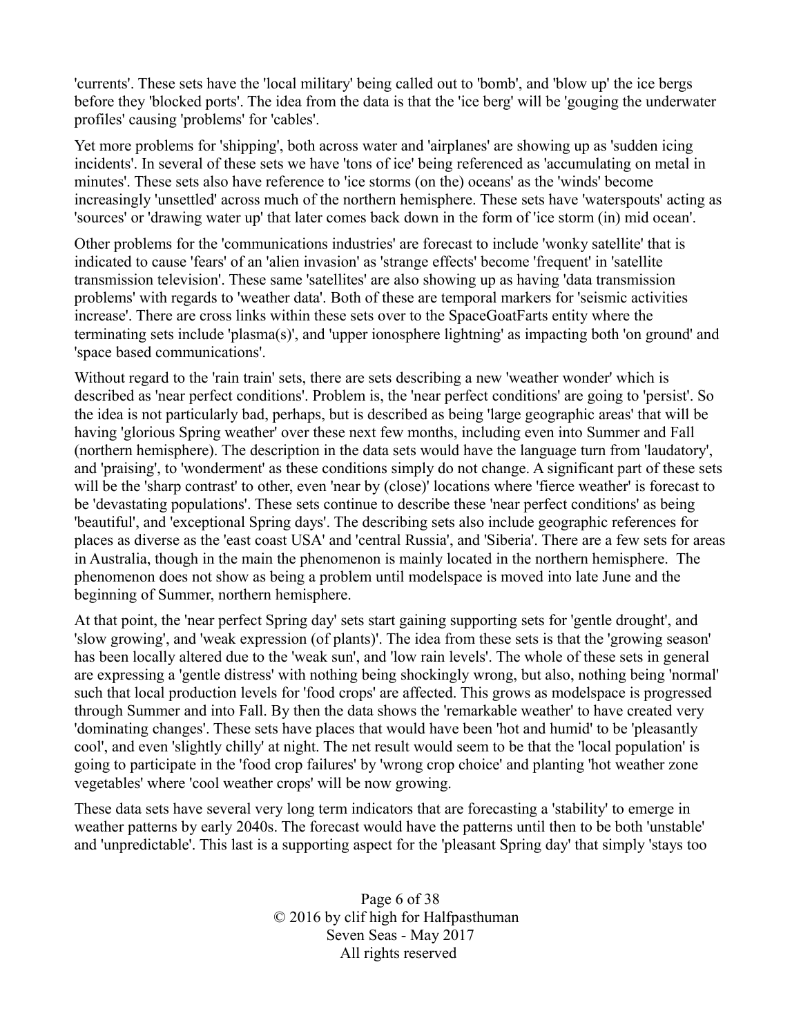'currents'. These sets have the 'local military' being called out to 'bomb', and 'blow up' the ice bergs before they 'blocked ports'. The idea from the data is that the 'ice berg' will be 'gouging the underwater profiles' causing 'problems' for 'cables'.

Yet more problems for 'shipping', both across water and 'airplanes' are showing up as 'sudden icing incidents'. In several of these sets we have 'tons of ice' being referenced as 'accumulating on metal in minutes'. These sets also have reference to 'ice storms (on the) oceans' as the 'winds' become increasingly 'unsettled' across much of the northern hemisphere. These sets have 'waterspouts' acting as 'sources' or 'drawing water up' that later comes back down in the form of 'ice storm (in) mid ocean'.

Other problems for the 'communications industries' are forecast to include 'wonky satellite' that is indicated to cause 'fears' of an 'alien invasion' as 'strange effects' become 'frequent' in 'satellite transmission television'. These same 'satellites' are also showing up as having 'data transmission problems' with regards to 'weather data'. Both of these are temporal markers for 'seismic activities increase'. There are cross links within these sets over to the SpaceGoatFarts entity where the terminating sets include 'plasma(s)', and 'upper ionosphere lightning' as impacting both 'on ground' and 'space based communications'.

Without regard to the 'rain train' sets, there are sets describing a new 'weather wonder' which is described as 'near perfect conditions'. Problem is, the 'near perfect conditions' are going to 'persist'. So the idea is not particularly bad, perhaps, but is described as being 'large geographic areas' that will be having 'glorious Spring weather' over these next few months, including even into Summer and Fall (northern hemisphere). The description in the data sets would have the language turn from 'laudatory', and 'praising', to 'wonderment' as these conditions simply do not change. A significant part of these sets will be the 'sharp contrast' to other, even 'near by (close)' locations where 'fierce weather' is forecast to be 'devastating populations'. These sets continue to describe these 'near perfect conditions' as being 'beautiful', and 'exceptional Spring days'. The describing sets also include geographic references for places as diverse as the 'east coast USA' and 'central Russia', and 'Siberia'. There are a few sets for areas in Australia, though in the main the phenomenon is mainly located in the northern hemisphere. The phenomenon does not show as being a problem until modelspace is moved into late June and the beginning of Summer, northern hemisphere.

At that point, the 'near perfect Spring day' sets start gaining supporting sets for 'gentle drought', and 'slow growing', and 'weak expression (of plants)'. The idea from these sets is that the 'growing season' has been locally altered due to the 'weak sun', and 'low rain levels'. The whole of these sets in general are expressing a 'gentle distress' with nothing being shockingly wrong, but also, nothing being 'normal' such that local production levels for 'food crops' are affected. This grows as modelspace is progressed through Summer and into Fall. By then the data shows the 'remarkable weather' to have created very 'dominating changes'. These sets have places that would have been 'hot and humid' to be 'pleasantly cool', and even 'slightly chilly' at night. The net result would seem to be that the 'local population' is going to participate in the 'food crop failures' by 'wrong crop choice' and planting 'hot weather zone vegetables' where 'cool weather crops' will be now growing.

These data sets have several very long term indicators that are forecasting a 'stability' to emerge in weather patterns by early 2040s. The forecast would have the patterns until then to be both 'unstable' and 'unpredictable'. This last is a supporting aspect for the 'pleasant Spring day' that simply 'stays too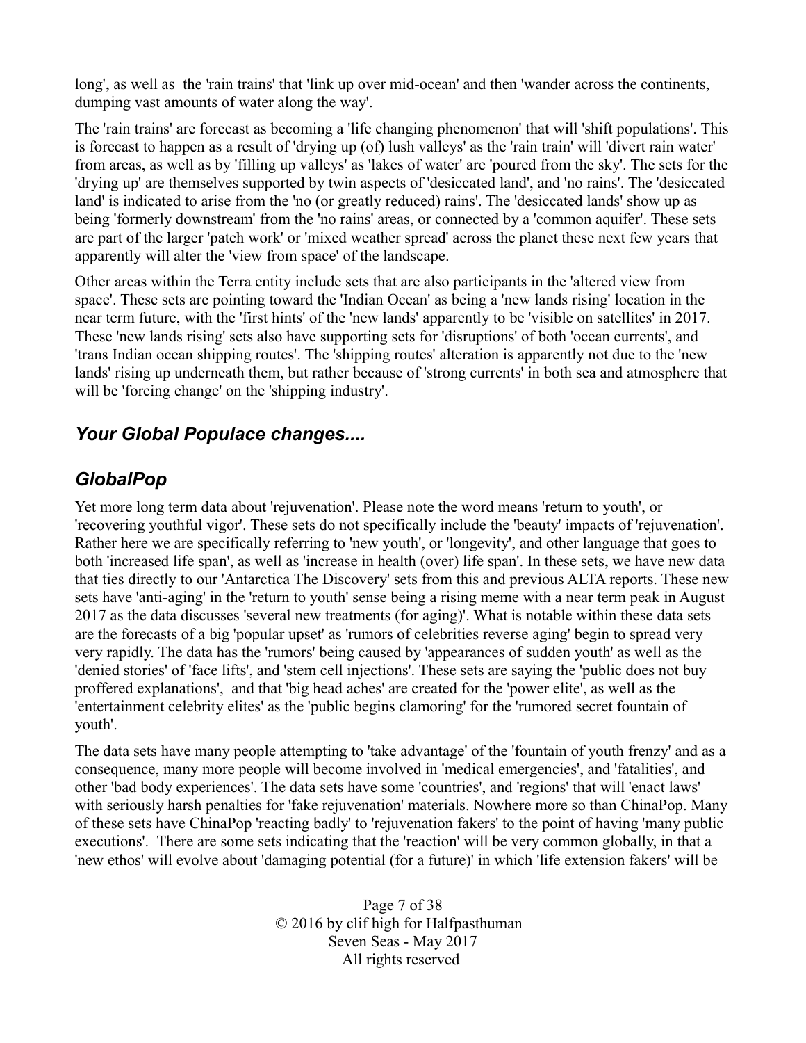long', as well as the 'rain trains' that 'link up over mid-ocean' and then 'wander across the continents, dumping vast amounts of water along the way'.

The 'rain trains' are forecast as becoming a 'life changing phenomenon' that will 'shift populations'. This is forecast to happen as a result of 'drying up (of) lush valleys' as the 'rain train' will 'divert rain water' from areas, as well as by 'filling up valleys' as 'lakes of water' are 'poured from the sky'. The sets for the 'drying up' are themselves supported by twin aspects of 'desiccated land', and 'no rains'. The 'desiccated land' is indicated to arise from the 'no (or greatly reduced) rains'. The 'desiccated lands' show up as being 'formerly downstream' from the 'no rains' areas, or connected by a 'common aquifer'. These sets are part of the larger 'patch work' or 'mixed weather spread' across the planet these next few years that apparently will alter the 'view from space' of the landscape.

Other areas within the Terra entity include sets that are also participants in the 'altered view from space'. These sets are pointing toward the 'Indian Ocean' as being a 'new lands rising' location in the near term future, with the 'first hints' of the 'new lands' apparently to be 'visible on satellites' in 2017. These 'new lands rising' sets also have supporting sets for 'disruptions' of both 'ocean currents', and 'trans Indian ocean shipping routes'. The 'shipping routes' alteration is apparently not due to the 'new lands' rising up underneath them, but rather because of 'strong currents' in both sea and atmosphere that will be 'forcing change' on the 'shipping industry'.

## *Your Global Populace changes....*

## *GlobalPop*

Yet more long term data about 'rejuvenation'. Please note the word means 'return to youth', or 'recovering youthful vigor'. These sets do not specifically include the 'beauty' impacts of 'rejuvenation'. Rather here we are specifically referring to 'new youth', or 'longevity', and other language that goes to both 'increased life span', as well as 'increase in health (over) life span'. In these sets, we have new data that ties directly to our 'Antarctica The Discovery' sets from this and previous ALTA reports. These new sets have 'anti-aging' in the 'return to youth' sense being a rising meme with a near term peak in August 2017 as the data discusses 'several new treatments (for aging)'. What is notable within these data sets are the forecasts of a big 'popular upset' as 'rumors of celebrities reverse aging' begin to spread very very rapidly. The data has the 'rumors' being caused by 'appearances of sudden youth' as well as the 'denied stories' of 'face lifts', and 'stem cell injections'. These sets are saying the 'public does not buy proffered explanations', and that 'big head aches' are created for the 'power elite', as well as the 'entertainment celebrity elites' as the 'public begins clamoring' for the 'rumored secret fountain of youth'.

The data sets have many people attempting to 'take advantage' of the 'fountain of youth frenzy' and as a consequence, many more people will become involved in 'medical emergencies', and 'fatalities', and other 'bad body experiences'. The data sets have some 'countries', and 'regions' that will 'enact laws' with seriously harsh penalties for 'fake rejuvenation' materials. Nowhere more so than ChinaPop. Many of these sets have ChinaPop 'reacting badly' to 'rejuvenation fakers' to the point of having 'many public executions'. There are some sets indicating that the 'reaction' will be very common globally, in that a 'new ethos' will evolve about 'damaging potential (for a future)' in which 'life extension fakers' will be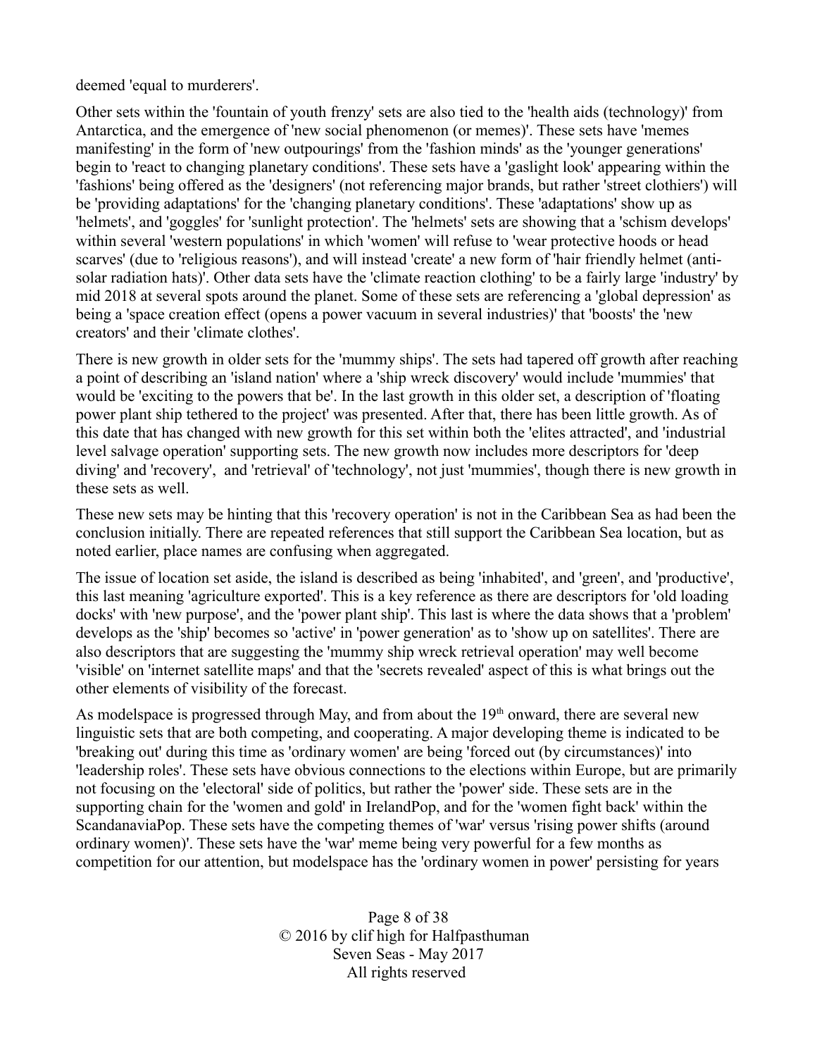deemed 'equal to murderers'.

Other sets within the 'fountain of youth frenzy' sets are also tied to the 'health aids (technology)' from Antarctica, and the emergence of 'new social phenomenon (or memes)'. These sets have 'memes manifesting' in the form of 'new outpourings' from the 'fashion minds' as the 'younger generations' begin to 'react to changing planetary conditions'. These sets have a 'gaslight look' appearing within the 'fashions' being offered as the 'designers' (not referencing major brands, but rather 'street clothiers') will be 'providing adaptations' for the 'changing planetary conditions'. These 'adaptations' show up as 'helmets', and 'goggles' for 'sunlight protection'. The 'helmets' sets are showing that a 'schism develops' within several 'western populations' in which 'women' will refuse to 'wear protective hoods or head scarves' (due to 'religious reasons'), and will instead 'create' a new form of 'hair friendly helmet (anti-solar radiation hats)'. Other data sets have the 'climate reaction clothing' to be a fairly large 'industry' by mid 2018 at several spots around the planet. Some of these sets are referencing a 'global depression' as being a 'space creation effect (opens a power vacuum in several industries)' that 'boosts' the 'new creators' and their 'climate clothes'.

There is new growth in older sets for the 'mummy ships'. The sets had tapered off growth after reaching a point of describing an 'island nation' where a 'ship wreck discovery' would include 'mummies' that would be 'exciting to the powers that be'. In the last growth in this older set, a description of 'floating power plant ship tethered to the project' was presented. After that, there has been little growth. As of this date that has changed with new growth for this set within both the 'elites attracted', and 'industrial level salvage operation' supporting sets. The new growth now includes more descriptors for 'deep diving' and 'recovery', and 'retrieval' of 'technology', not just 'mummies', though there is new growth in these sets as well.

These new sets may be hinting that this 'recovery operation' is not in the Caribbean Sea as had been the conclusion initially. There are repeated references that still support the Caribbean Sea location, but as noted earlier, place names are confusing when aggregated.

The issue of location set aside, the island is described as being 'inhabited', and 'green', and 'productive', this last meaning 'agriculture exported'. This is a key reference as there are descriptors for 'old loading docks' with 'new purpose', and the 'power plant ship'. This last is where the data shows that a 'problem' develops as the 'ship' becomes so 'active' in 'power generation' as to 'show up on satellites'. There are also descriptors that are suggesting the 'mummy ship wreck retrieval operation' may well become 'visible' on 'internet satellite maps' and that the 'secrets revealed' aspect of this is what brings out the other elements of visibility of the forecast.

As modelspace is progressed through May, and from about the 19th onward, there are several new linguistic sets that are both competing, and cooperating. A major developing theme is indicated to be 'breaking out' during this time as 'ordinary women' are being 'forced out (by circumstances)' into 'leadership roles'. These sets have obvious connections to the elections within Europe, but are primarily not focusing on the 'electoral' side of politics, but rather the 'power' side. These sets are in the supporting chain for the 'women and gold' in IrelandPop, and for the 'women fight back' within the ScandanaviaPop. These sets have the competing themes of 'war' versus 'rising power shifts (around ordinary women)'. These sets have the 'war' meme being very powerful for a few months as competition for our attention, but modelspace has the 'ordinary women in power' persisting for years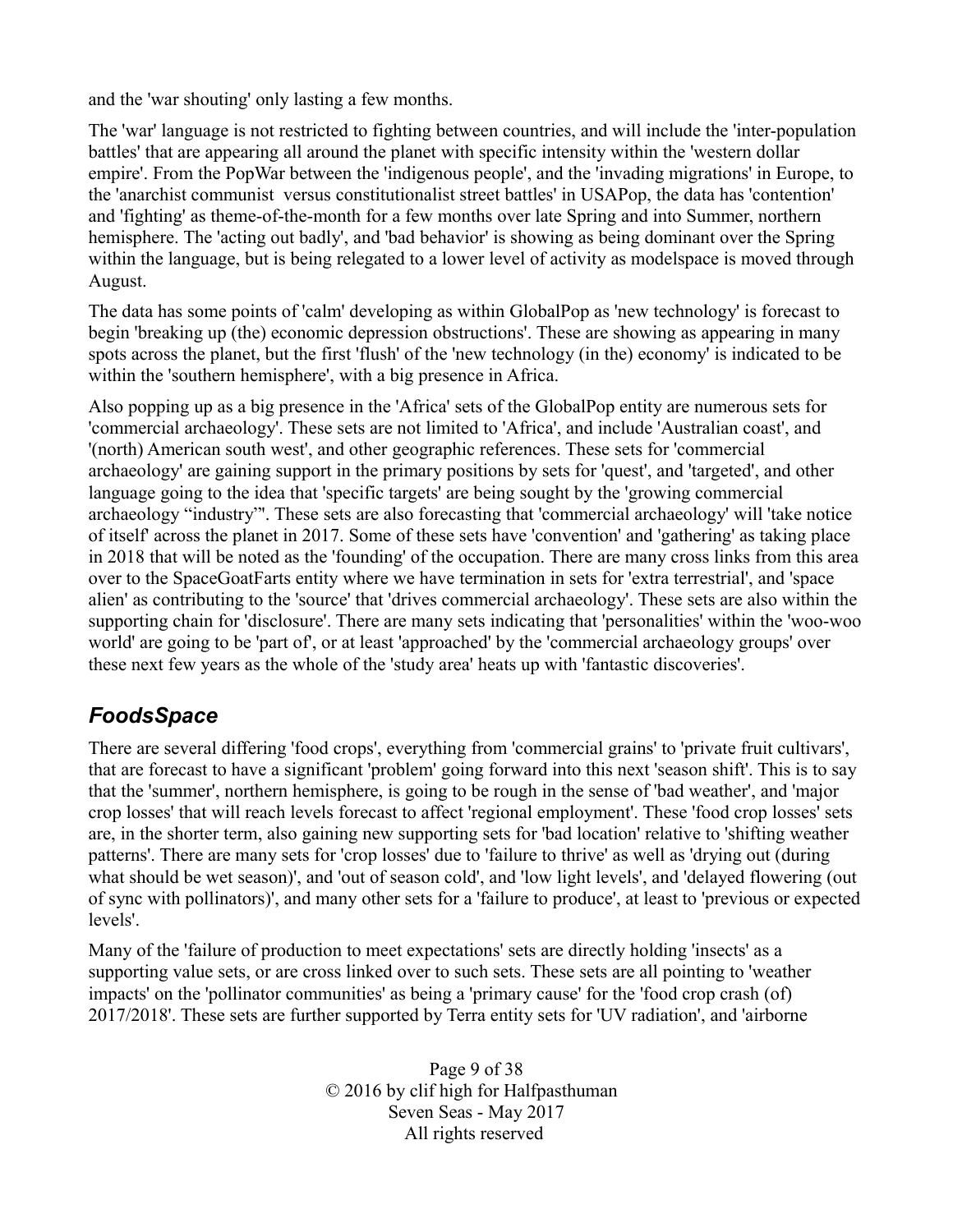and the 'war shouting' only lasting a few months.

The 'war' language is not restricted to fighting between countries, and will include the 'inter-population battles' that are appearing all around the planet with specific intensity within the 'western dollar empire'. From the PopWar between the 'indigenous people', and the 'invading migrations' in Europe, to the 'anarchist communist  versus constitutionalist street battles' in USAPop, the data has 'contention' and 'fighting' as theme-of-the-month for a few months over late Spring and into Summer, northern hemisphere. The 'acting out badly', and 'bad behavior' is showing as being dominant over the Spring within the language, but is being relegated to a lower level of activity as modelspace is moved through August.

The data has some points of 'calm' developing as within GlobalPop as 'new technology' is forecast to begin 'breaking up (the) economic depression obstructions'. These are showing as appearing in many spots across the planet, but the first 'flush' of the 'new technology (in the) economy' is indicated to be within the 'southern hemisphere', with a big presence in Africa.

Also popping up as a big presence in the 'Africa' sets of the GlobalPop entity are numerous sets for 'commercial archaeology'. These sets are not limited to 'Africa', and include 'Australian coast', and '(north) American south west', and other geographic references. These sets for 'commercial archaeology' are gaining support in the primary positions by sets for 'quest', and 'targeted', and other language going to the idea that 'specific targets' are being sought by the 'growing commercial archaeology "industry"'. These sets are also forecasting that 'commercial archaeology' will 'take notice of itself' across the planet in 2017. Some of these sets have 'convention' and 'gathering' as taking place in 2018 that will be noted as the 'founding' of the occupation. There are many cross links from this area over to the SpaceGoatFarts entity where we have termination in sets for 'extra terrestrial', and 'space alien' as contributing to the 'source' that 'drives commercial archaeology'. These sets are also within the supporting chain for 'disclosure'. There are many sets indicating that 'personalities' within the 'woo-woo world' are going to be 'part of', or at least 'approached' by the 'commercial archaeology groups' over these next few years as the whole of the 'study area' heats up with 'fantastic discoveries'.

## *FoodsSpace*

There are several differing 'food crops', everything from 'commercial grains' to 'private fruit cultivars', that are forecast to have a significant 'problem' going forward into this next 'season shift'. This is to say that the 'summer', northern hemisphere, is going to be rough in the sense of 'bad weather', and 'major crop losses' that will reach levels forecast to affect 'regional employment'. These 'food crop losses' sets are, in the shorter term, also gaining new supporting sets for 'bad location' relative to 'shifting weather patterns'. There are many sets for 'crop losses' due to 'failure to thrive' as well as 'drying out (during what should be wet season)', and 'out of season cold', and 'low light levels', and 'delayed flowering (out of sync with pollinators)', and many other sets for a 'failure to produce', at least to 'previous or expected levels'.

Many of the 'failure of production to meet expectations' sets are directly holding 'insects' as a supporting value sets, or are cross linked over to such sets. These sets are all pointing to 'weather impacts' on the 'pollinator communities' as being a 'primary cause' for the 'food crop crash (of) 2017/2018'. These sets are further supported by Terra entity sets for 'UV radiation', and 'airborne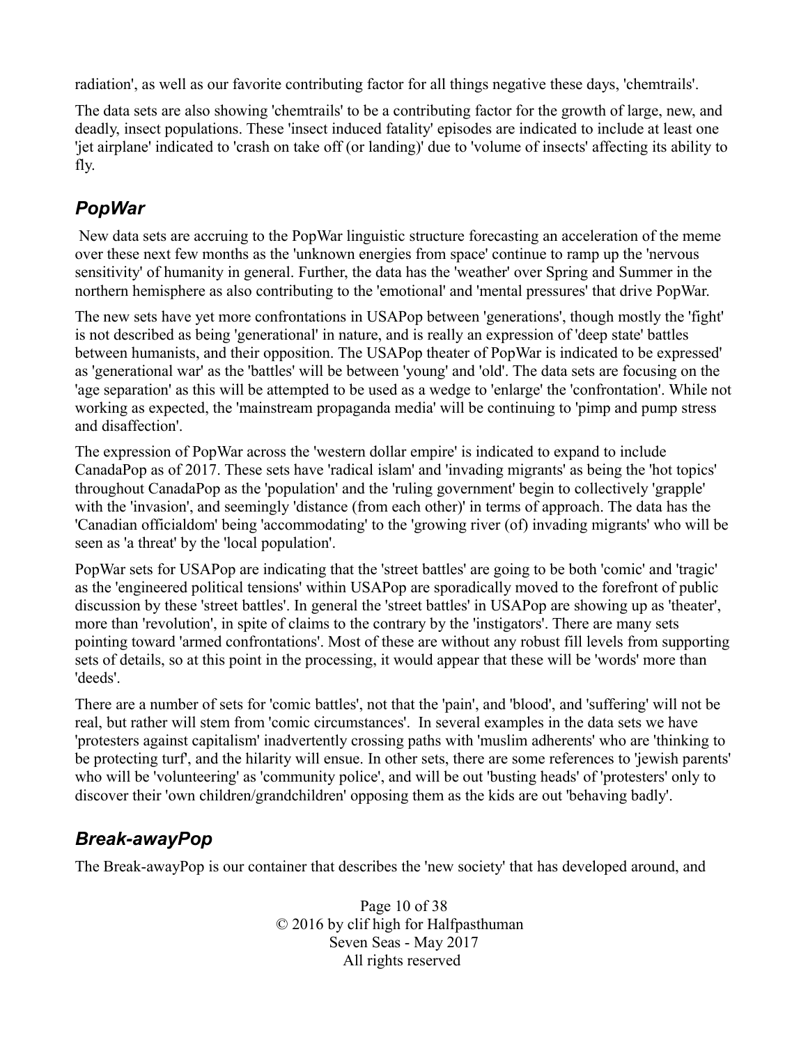radiation', as well as our favorite contributing factor for all things negative these days, 'chemtrails'.

The data sets are also showing 'chemtrails' to be a contributing factor for the growth of large, new, and deadly, insect populations. These 'insect induced fatality' episodes are indicated to include at least one 'jet airplane' indicated to 'crash on take off (or landing)' due to 'volume of insects' affecting its ability to fly.

## *PopWar*

New data sets are accruing to the PopWar linguistic structure forecasting an acceleration of the meme over these next few months as the 'unknown energies from space' continue to ramp up the 'nervous sensitivity' of humanity in general. Further, the data has the 'weather' over Spring and Summer in the northern hemisphere as also contributing to the 'emotional' and 'mental pressures' that drive PopWar.

The new sets have yet more confrontations in USAPop between 'generations', though mostly the 'fight' is not described as being 'generational' in nature, and is really an expression of 'deep state' battles between humanists, and their opposition. The USAPop theater of PopWar is indicated to be expressed' as 'generational war' as the 'battles' will be between 'young' and 'old'. The data sets are focusing on the 'age separation' as this will be attempted to be used as a wedge to 'enlarge' the 'confrontation'. While not working as expected, the 'mainstream propaganda media' will be continuing to 'pimp and pump stress and disaffection'.

The expression of PopWar across the 'western dollar empire' is indicated to expand to include CanadaPop as of 2017. These sets have 'radical islam' and 'invading migrants' as being the 'hot topics' throughout CanadaPop as the 'population' and the 'ruling government' begin to collectively 'grapple' with the 'invasion', and seemingly 'distance (from each other)' in terms of approach. The data has the 'Canadian officialdom' being 'accommodating' to the 'growing river (of) invading migrants' who will be seen as 'a threat' by the 'local population'.

PopWar sets for USAPop are indicating that the 'street battles' are going to be both 'comic' and 'tragic' as the 'engineered political tensions' within USAPop are sporadically moved to the forefront of public discussion by these 'street battles'. In general the 'street battles' in USAPop are showing up as 'theater', more than 'revolution', in spite of claims to the contrary by the 'instigators'. There are many sets pointing toward 'armed confrontations'. Most of these are without any robust fill levels from supporting sets of details, so at this point in the processing, it would appear that these will be 'words' more than 'deeds'.

There are a number of sets for 'comic battles', not that the 'pain', and 'blood', and 'suffering' will not be real, but rather will stem from 'comic circumstances'. In several examples in the data sets we have 'protesters against capitalism' inadvertently crossing paths with 'muslim adherents' who are 'thinking to be protecting turf', and the hilarity will ensue. In other sets, there are some references to 'jewish parents' who will be 'volunteering' as 'community police', and will be out 'busting heads' of 'protesters' only to discover their 'own children/grandchildren' opposing them as the kids are out 'behaving badly'.

## *Break-awayPop*

The Break-awayPop is our container that describes the 'new society' that has developed around, and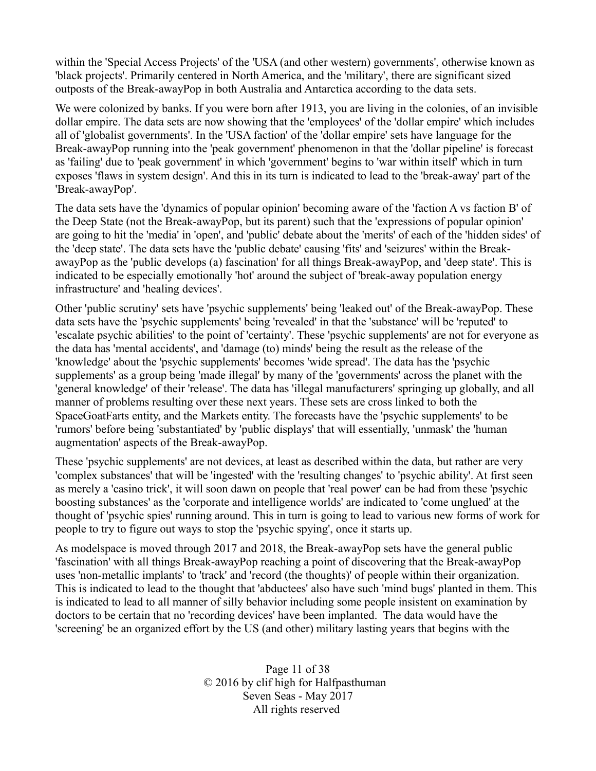within the 'Special Access Projects' of the 'USA (and other western) governments', otherwise known as 'black projects'. Primarily centered in North America, and the 'military', there are significant sized outposts of the Break-awayPop in both Australia and Antarctica according to the data sets.

We were colonized by banks. If you were born after 1913, you are living in the colonies, of an invisible dollar empire. The data sets are now showing that the 'employees' of the 'dollar empire' which includes all of 'globalist governments'. In the 'USA faction' of the 'dollar empire' sets have language for the Break-awayPop running into the 'peak government' phenomenon in that the 'dollar pipeline' is forecast as 'failing' due to 'peak government' in which 'government' begins to 'war within itself' which in turn exposes 'flaws in system design'. And this in its turn is indicated to lead to the 'break-away' part of the 'Break-awayPop'.

The data sets have the 'dynamics of popular opinion' becoming aware of the 'faction A vs faction B' of the Deep State (not the Break-awayPop, but its parent) such that the 'expressions of popular opinion' are going to hit the 'media' in 'open', and 'public' debate about the 'merits' of each of the 'hidden sides' of the 'deep state'. The data sets have the 'public debate' causing 'fits' and 'seizures' within the Break-awayPop as the 'public develops (a) fascination' for all things Break-awayPop, and 'deep state'. This is indicated to be especially emotionally 'hot' around the subject of 'break-away population energy infrastructure' and 'healing devices'.

Other 'public scrutiny' sets have 'psychic supplements' being 'leaked out' of the Break-awayPop. These data sets have the 'psychic supplements' being 'revealed' in that the 'substance' will be 'reputed' to 'escalate psychic abilities' to the point of 'certainty'. These 'psychic supplements' are not for everyone as the data has 'mental accidents', and 'damage (to) minds' being the result as the release of the 'knowledge' about the 'psychic supplements' becomes 'wide spread'. The data has the 'psychic supplements' as a group being 'made illegal' by many of the 'governments' across the planet with the 'general knowledge' of their 'release'. The data has 'illegal manufacturers' springing up globally, and all manner of problems resulting over these next years. These sets are cross linked to both the SpaceGoatFarts entity, and the Markets entity. The forecasts have the 'psychic supplements' to be 'rumors' before being 'substantiated' by 'public displays' that will essentially, 'unmask' the 'human augmentation' aspects of the Break-awayPop.

These 'psychic supplements' are not devices, at least as described within the data, but rather are very 'complex substances' that will be 'ingested' with the 'resulting changes' to 'psychic ability'. At first seen as merely a 'casino trick', it will soon dawn on people that 'real power' can be had from these 'psychic boosting substances' as the 'corporate and intelligence worlds' are indicated to 'come unglued' at the thought of 'psychic spies' running around. This in turn is going to lead to various new forms of work for people to try to figure out ways to stop the 'psychic spying', once it starts up.

As modelspace is moved through 2017 and 2018, the Break-awayPop sets have the general public 'fascination' with all things Break-awayPop reaching a point of discovering that the Break-awayPop uses 'non-metallic implants' to 'track' and 'record (the thoughts)' of people within their organization. This is indicated to lead to the thought that 'abductees' also have such 'mind bugs' planted in them. This is indicated to lead to all manner of silly behavior including some people insistent on examination by doctors to be certain that no 'recording devices' have been implanted. The data would have the 'screening' be an organized effort by the US (and other) military lasting years that begins with the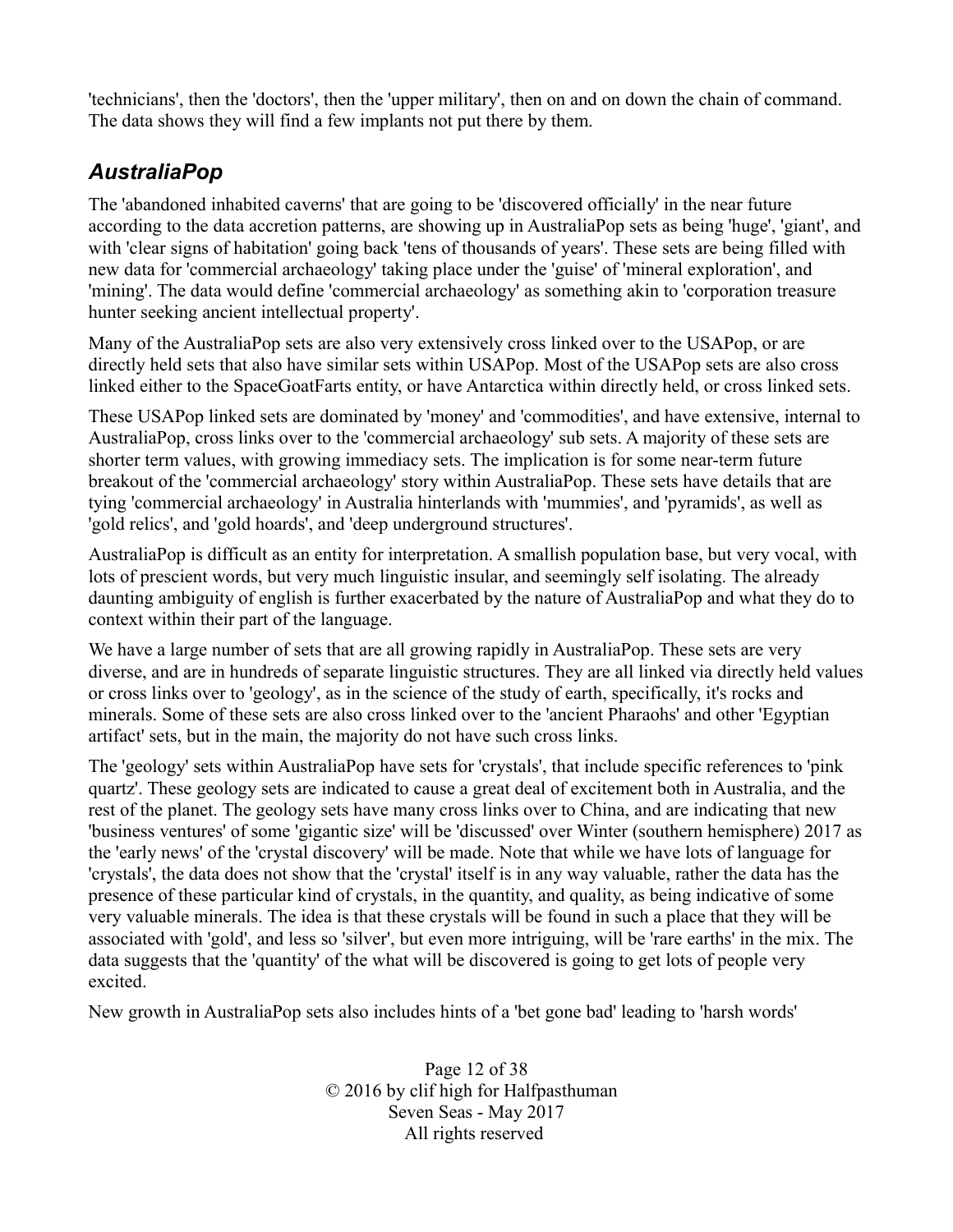'technicians', then the 'doctors', then the 'upper military', then on and on down the chain of command. The data shows they will find a few implants not put there by them.

## *AustraliaPop*

The 'abandoned inhabited caverns' that are going to be 'discovered officially' in the near future according to the data accretion patterns, are showing up in AustraliaPop sets as being 'huge', 'giant', and with 'clear signs of habitation' going back 'tens of thousands of years'. These sets are being filled with new data for 'commercial archaeology' taking place under the 'guise' of 'mineral exploration', and 'mining'. The data would define 'commercial archaeology' as something akin to 'corporation treasure hunter seeking ancient intellectual property'.

Many of the AustraliaPop sets are also very extensively cross linked over to the USAPop, or are directly held sets that also have similar sets within USAPop. Most of the USAPop sets are also cross linked either to the SpaceGoatFarts entity, or have Antarctica within directly held, or cross linked sets.

These USAPop linked sets are dominated by 'money' and 'commodities', and have extensive, internal to AustraliaPop, cross links over to the 'commercial archaeology' sub sets. A majority of these sets are shorter term values, with growing immediacy sets. The implication is for some near-term future breakout of the 'commercial archaeology' story within AustraliaPop. These sets have details that are tying 'commercial archaeology' in Australia hinterlands with 'mummies', and 'pyramids', as well as 'gold relics', and 'gold hoards', and 'deep underground structures'.

AustraliaPop is difficult as an entity for interpretation. A smallish population base, but very vocal, with lots of prescient words, but very much linguistic insular, and seemingly self isolating. The already daunting ambiguity of english is further exacerbated by the nature of AustraliaPop and what they do to context within their part of the language.

We have a large number of sets that are all growing rapidly in AustraliaPop. These sets are very diverse, and are in hundreds of separate linguistic structures. They are all linked via directly held values or cross links over to 'geology', as in the science of the study of earth, specifically, it's rocks and minerals. Some of these sets are also cross linked over to the 'ancient Pharaohs' and other 'Egyptian artifact' sets, but in the main, the majority do not have such cross links.

The 'geology' sets within AustraliaPop have sets for 'crystals', that include specific references to 'pink quartz'. These geology sets are indicated to cause a great deal of excitement both in Australia, and the rest of the planet. The geology sets have many cross links over to China, and are indicating that new 'business ventures' of some 'gigantic size' will be 'discussed' over Winter (southern hemisphere) 2017 as the 'early news' of the 'crystal discovery' will be made. Note that while we have lots of language for 'crystals', the data does not show that the 'crystal' itself is in any way valuable, rather the data has the presence of these particular kind of crystals, in the quantity, and quality, as being indicative of some very valuable minerals. The idea is that these crystals will be found in such a place that they will be associated with 'gold', and less so 'silver', but even more intriguing, will be 'rare earths' in the mix. The data suggests that the 'quantity' of the what will be discovered is going to get lots of people very excited.

New growth in AustraliaPop sets also includes hints of a 'bet gone bad' leading to 'harsh words'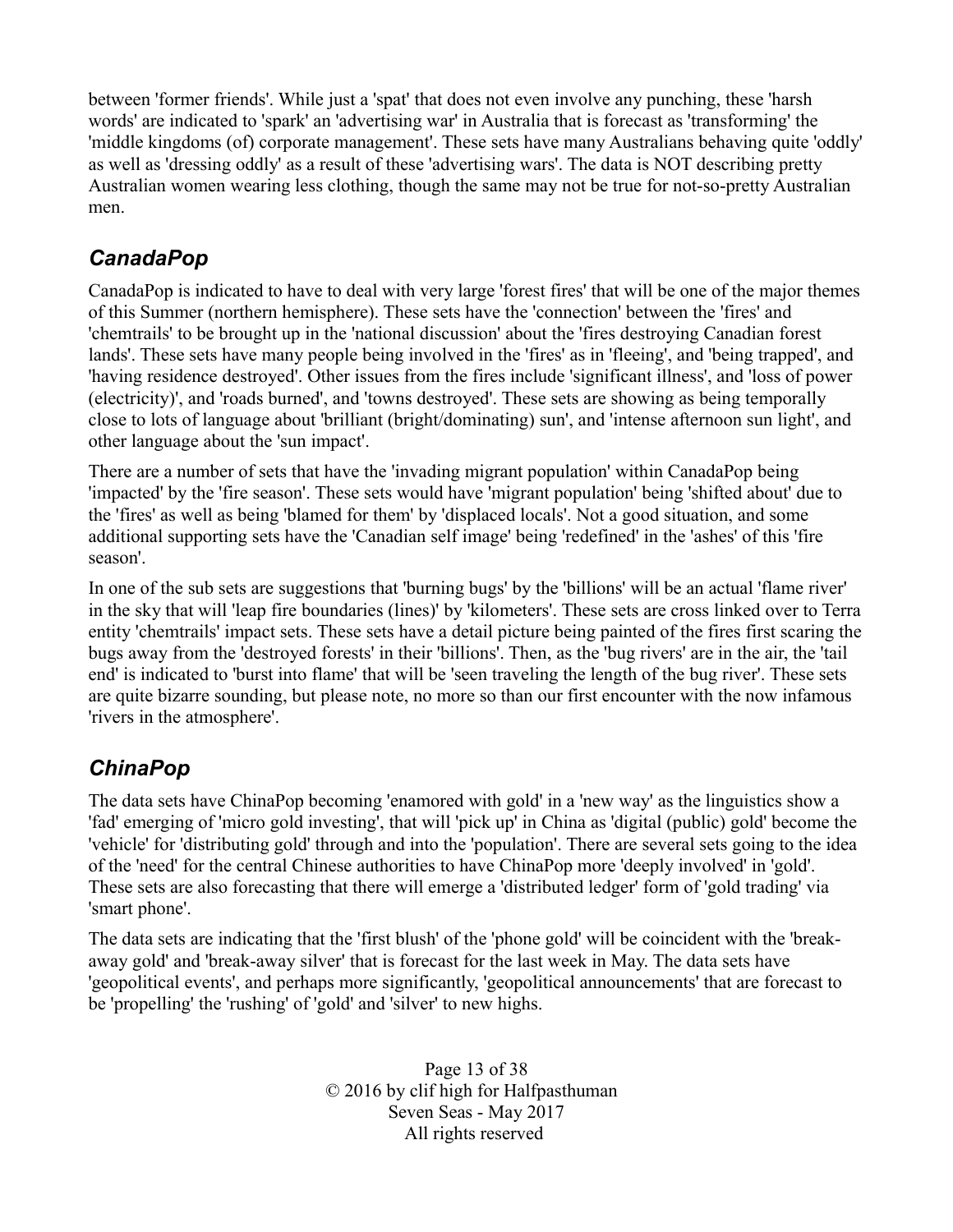between 'former friends'. While just a 'spat' that does not even involve any punching, these 'harsh words' are indicated to 'spark' an 'advertising war' in Australia that is forecast as 'transforming' the 'middle kingdoms (of) corporate management'. These sets have many Australians behaving quite 'oddly' as well as 'dressing oddly' as a result of these 'advertising wars'. The data is NOT describing pretty Australian women wearing less clothing, though the same may not be true for not-so-pretty Australian men.

## *CanadaPop*

CanadaPop is indicated to have to deal with very large 'forest fires' that will be one of the major themes of this Summer (northern hemisphere). These sets have the 'connection' between the 'fires' and 'chemtrails' to be brought up in the 'national discussion' about the 'fires destroying Canadian forest lands'. These sets have many people being involved in the 'fires' as in 'fleeing', and 'being trapped', and 'having residence destroyed'. Other issues from the fires include 'significant illness', and 'loss of power (electricity)', and 'roads burned', and 'towns destroyed'. These sets are showing as being temporally close to lots of language about 'brilliant (bright/dominating) sun', and 'intense afternoon sun light', and other language about the 'sun impact'.

There are a number of sets that have the 'invading migrant population' within CanadaPop being 'impacted' by the 'fire season'. These sets would have 'migrant population' being 'shifted about' due to the 'fires' as well as being 'blamed for them' by 'displaced locals'. Not a good situation, and some additional supporting sets have the 'Canadian self image' being 'redefined' in the 'ashes' of this 'fire season'.

In one of the sub sets are suggestions that 'burning bugs' by the 'billions' will be an actual 'flame river' in the sky that will 'leap fire boundaries (lines)' by 'kilometers'. These sets are cross linked over to Terra entity 'chemtrails' impact sets. These sets have a detail picture being painted of the fires first scaring the bugs away from the 'destroyed forests' in their 'billions'. Then, as the 'bug rivers' are in the air, the 'tail end' is indicated to 'burst into flame' that will be 'seen traveling the length of the bug river'. These sets are quite bizarre sounding, but please note, no more so than our first encounter with the now infamous 'rivers in the atmosphere'.

## *ChinaPop*

The data sets have ChinaPop becoming 'enamored with gold' in a 'new way' as the linguistics show a 'fad' emerging of 'micro gold investing', that will 'pick up' in China as 'digital (public) gold' become the 'vehicle' for 'distributing gold' through and into the 'population'. There are several sets going to the idea of the 'need' for the central Chinese authorities to have ChinaPop more 'deeply involved' in 'gold'. These sets are also forecasting that there will emerge a 'distributed ledger' form of 'gold trading' via 'smart phone'.

The data sets are indicating that the 'first blush' of the 'phone gold' will be coincident with the 'break-away gold' and 'break-away silver' that is forecast for the last week in May. The data sets have 'geopolitical events', and perhaps more significantly, 'geopolitical announcements' that are forecast to be 'propelling' the 'rushing' of 'gold' and 'silver' to new highs.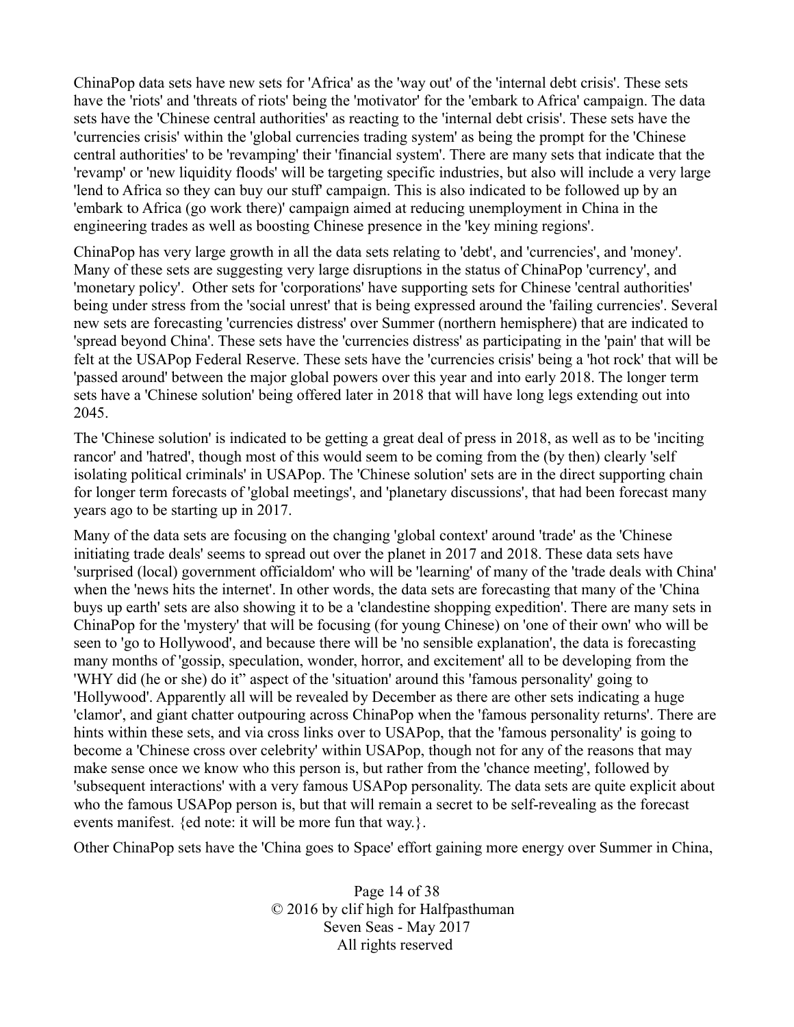ChinaPop data sets have new sets for 'Africa' as the 'way out' of the 'internal debt crisis'. These sets have the 'riots' and 'threats of riots' being the 'motivator' for the 'embark to Africa' campaign. The data sets have the 'Chinese central authorities' as reacting to the 'internal debt crisis'. These sets have the 'currencies crisis' within the 'global currencies trading system' as being the prompt for the 'Chinese central authorities' to be 'revamping' their 'financial system'. There are many sets that indicate that the 'revamp' or 'new liquidity floods' will be targeting specific industries, but also will include a very large 'lend to Africa so they can buy our stuff' campaign. This is also indicated to be followed up by an 'embark to Africa (go work there)' campaign aimed at reducing unemployment in China in the engineering trades as well as boosting Chinese presence in the 'key mining regions'.

ChinaPop has very large growth in all the data sets relating to 'debt', and 'currencies', and 'money'. Many of these sets are suggesting very large disruptions in the status of ChinaPop 'currency', and 'monetary policy'. Other sets for 'corporations' have supporting sets for Chinese 'central authorities' being under stress from the 'social unrest' that is being expressed around the 'failing currencies'. Several new sets are forecasting 'currencies distress' over Summer (northern hemisphere) that are indicated to 'spread beyond China'. These sets have the 'currencies distress' as participating in the 'pain' that will be felt at the USAPop Federal Reserve. These sets have the 'currencies crisis' being a 'hot rock' that will be 'passed around' between the major global powers over this year and into early 2018. The longer term sets have a 'Chinese solution' being offered later in 2018 that will have long legs extending out into 2045.

The 'Chinese solution' is indicated to be getting a great deal of press in 2018, as well as to be 'inciting rancor' and 'hatred', though most of this would seem to be coming from the (by then) clearly 'self isolating political criminals' in USAPop. The 'Chinese solution' sets are in the direct supporting chain for longer term forecasts of 'global meetings', and 'planetary discussions', that had been forecast many years ago to be starting up in 2017.

Many of the data sets are focusing on the changing 'global context' around 'trade' as the 'Chinese initiating trade deals' seems to spread out over the planet in 2017 and 2018. These data sets have 'surprised (local) government officialdom' who will be 'learning' of many of the 'trade deals with China' when the 'news hits the internet'. In other words, the data sets are forecasting that many of the 'China buys up earth' sets are also showing it to be a 'clandestine shopping expedition'. There are many sets in ChinaPop for the 'mystery' that will be focusing (for young Chinese) on 'one of their own' who will be seen to 'go to Hollywood', and because there will be 'no sensible explanation', the data is forecasting many months of 'gossip, speculation, wonder, horror, and excitement' all to be developing from the 'WHY did (he or she) do it" aspect of the 'situation' around this 'famous personality' going to 'Hollywood'. Apparently all will be revealed by December as there are other sets indicating a huge 'clamor', and giant chatter outpouring across ChinaPop when the 'famous personality returns'. There are hints within these sets, and via cross links over to USAPop, that the 'famous personality' is going to become a 'Chinese cross over celebrity' within USAPop, though not for any of the reasons that may make sense once we know who this person is, but rather from the 'chance meeting', followed by 'subsequent interactions' with a very famous USAPop personality. The data sets are quite explicit about who the famous USAPop person is, but that will remain a secret to be self-revealing as the forecast events manifest. {ed note: it will be more fun that way.}.

Other ChinaPop sets have the 'China goes to Space' effort gaining more energy over Summer in China,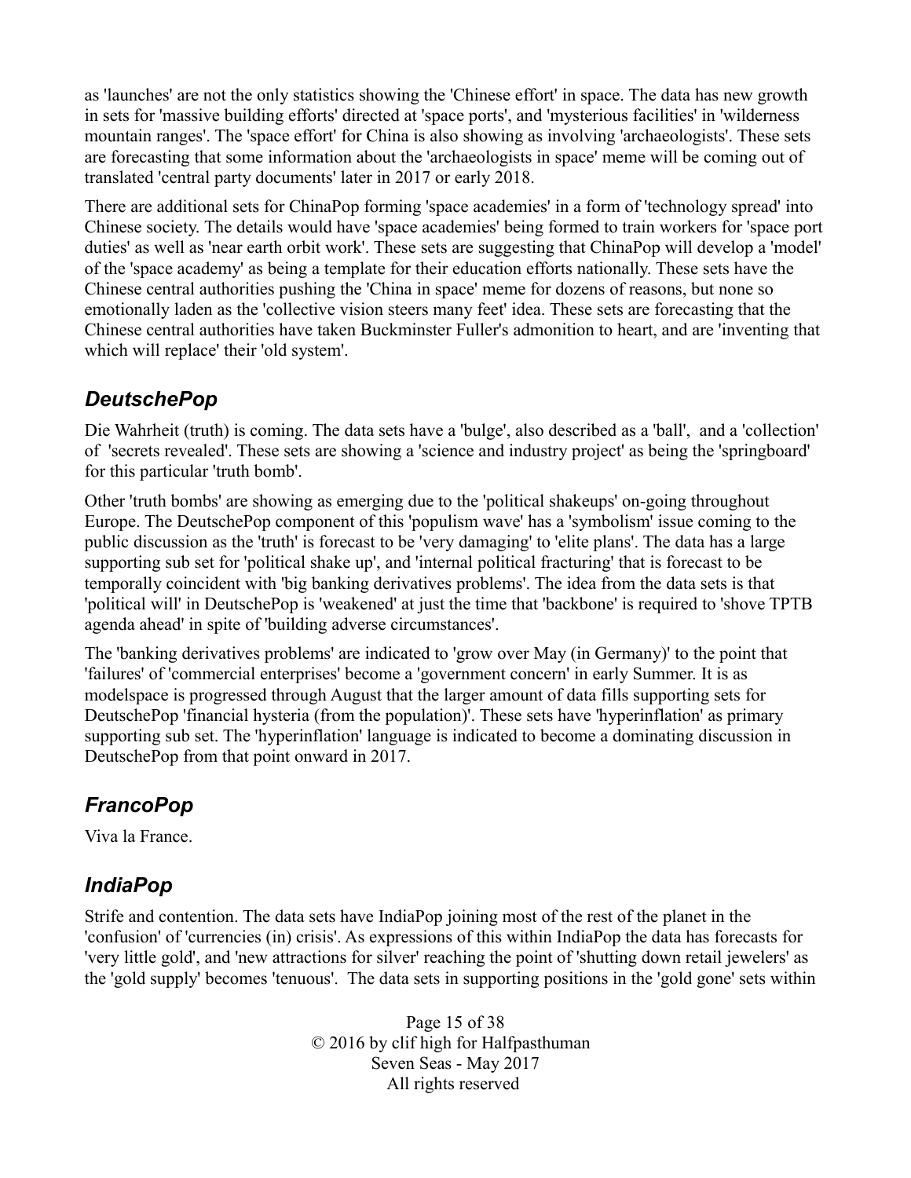as 'launches' are not the only statistics showing the 'Chinese effort' in space. The data has new growth in sets for 'massive building efforts' directed at 'space ports', and 'mysterious facilities' in 'wilderness mountain ranges'. The 'space effort' for China is also showing as involving 'archaeologists'. These sets are forecasting that some information about the 'archaeologists in space' meme will be coming out of translated 'central party documents' later in 2017 or early 2018.

There are additional sets for ChinaPop forming 'space academies' in a form of 'technology spread' into Chinese society. The details would have 'space academies' being formed to train workers for 'space port duties' as well as 'near earth orbit work'. These sets are suggesting that ChinaPop will develop a 'model' of the 'space academy' as being a template for their education efforts nationally. These sets have the Chinese central authorities pushing the 'China in space' meme for dozens of reasons, but none so emotionally laden as the 'collective vision steers many feet' idea. These sets are forecasting that the Chinese central authorities have taken Buckminster Fuller's admonition to heart, and are 'inventing that which will replace' their 'old system'.

## *DeutschePop*

Die Wahrheit (truth) is coming. The data sets have a 'bulge', also described as a 'ball', and a 'collection' of 'secrets revealed'. These sets are showing a 'science and industry project' as being the 'springboard' for this particular 'truth bomb'.

Other 'truth bombs' are showing as emerging due to the 'political shakeups' on-going throughout Europe. The DeutschePop component of this 'populism wave' has a 'symbolism' issue coming to the public discussion as the 'truth' is forecast to be 'very damaging' to 'elite plans'. The data has a large supporting sub set for 'political shake up', and 'internal political fracturing' that is forecast to be temporally coincident with 'big banking derivatives problems'. The idea from the data sets is that 'political will' in DeutschePop is 'weakened' at just the time that 'backbone' is required to 'shove TPTB agenda ahead' in spite of 'building adverse circumstances'.

The 'banking derivatives problems' are indicated to 'grow over May (in Germany)' to the point that 'failures' of 'commercial enterprises' become a 'government concern' in early Summer. It is as modelspace is progressed through August that the larger amount of data fills supporting sets for DeutschePop 'financial hysteria (from the population)'. These sets have 'hyperinflation' as primary supporting sub set. The 'hyperinflation' language is indicated to become a dominating discussion in DeutschePop from that point onward in 2017.

## *FrancoPop*

Viva la France.

## *IndiaPop*

Strife and contention. The data sets have IndiaPop joining most of the rest of the planet in the 'confusion' of 'currencies (in) crisis'. As expressions of this within IndiaPop the data has forecasts for 'very little gold', and 'new attractions for silver' reaching the point of 'shutting down retail jewelers' as the 'gold supply' becomes 'tenuous'. The data sets in supporting positions in the 'gold gone' sets within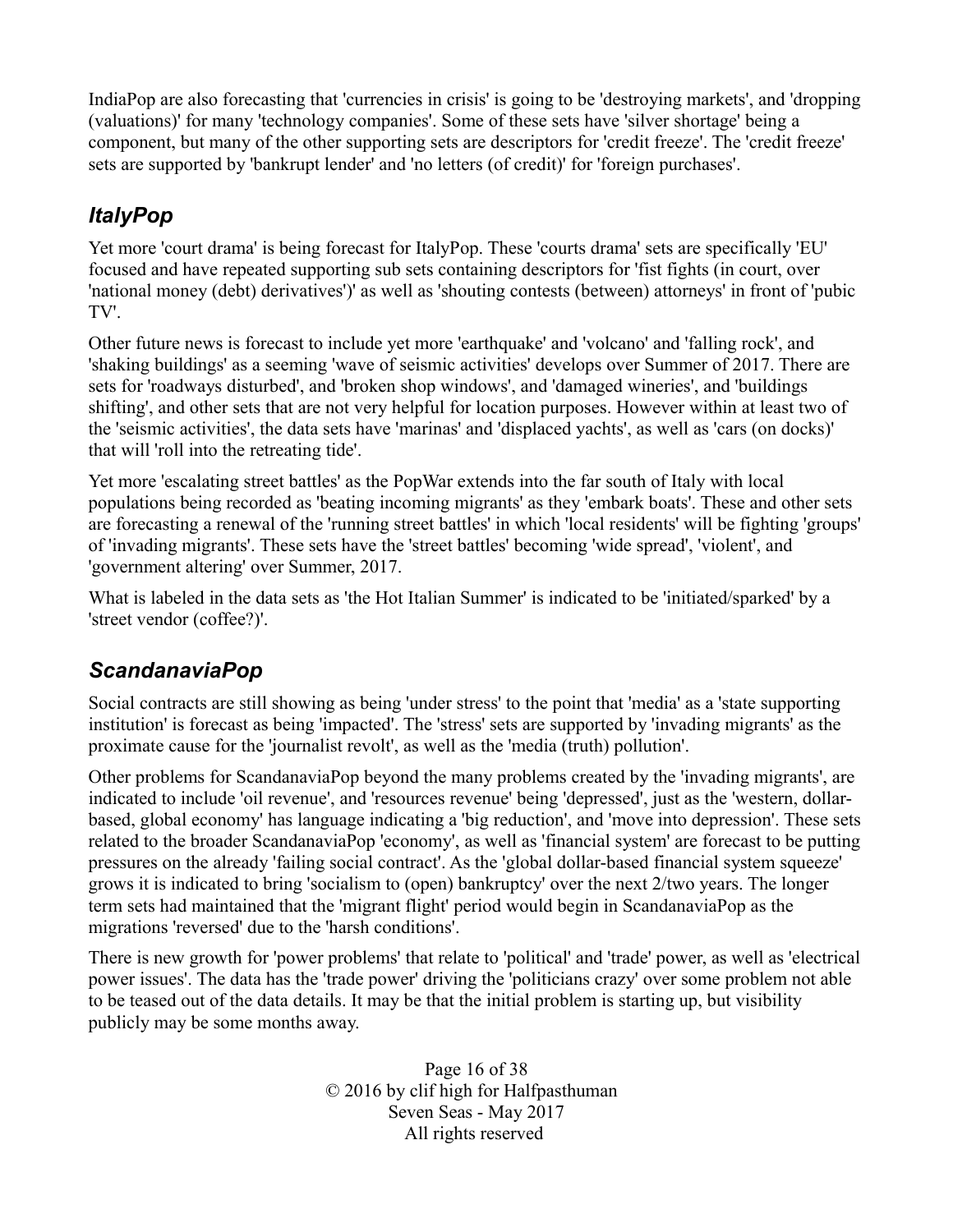IndiaPop are also forecasting that 'currencies in crisis' is going to be 'destroying markets', and 'dropping (valuations)' for many 'technology companies'. Some of these sets have 'silver shortage' being a component, but many of the other supporting sets are descriptors for 'credit freeze'. The 'credit freeze' sets are supported by 'bankrupt lender' and 'no letters (of credit)' for 'foreign purchases'.

## *ItalyPop*

Yet more 'court drama' is being forecast for ItalyPop. These 'courts drama' sets are specifically 'EU' focused and have repeated supporting sub sets containing descriptors for 'fist fights (in court, over 'national money (debt) derivatives')' as well as 'shouting contests (between) attorneys' in front of 'pubic TV'.

Other future news is forecast to include yet more 'earthquake' and 'volcano' and 'falling rock', and 'shaking buildings' as a seeming 'wave of seismic activities' develops over Summer of 2017. There are sets for 'roadways disturbed', and 'broken shop windows', and 'damaged wineries', and 'buildings shifting', and other sets that are not very helpful for location purposes. However within at least two of the 'seismic activities', the data sets have 'marinas' and 'displaced yachts', as well as 'cars (on docks)' that will 'roll into the retreating tide'.

Yet more 'escalating street battles' as the PopWar extends into the far south of Italy with local populations being recorded as 'beating incoming migrants' as they 'embark boats'. These and other sets are forecasting a renewal of the 'running street battles' in which 'local residents' will be fighting 'groups' of 'invading migrants'. These sets have the 'street battles' becoming 'wide spread', 'violent', and 'government altering' over Summer, 2017.

What is labeled in the data sets as 'the Hot Italian Summer' is indicated to be 'initiated/sparked' by a 'street vendor (coffee?)'.

## *ScandanaviaPop*

Social contracts are still showing as being 'under stress' to the point that 'media' as a 'state supporting institution' is forecast as being 'impacted'. The 'stress' sets are supported by 'invading migrants' as the proximate cause for the 'journalist revolt', as well as the 'media (truth) pollution'.

Other problems for ScandanaviaPop beyond the many problems created by the 'invading migrants', are indicated to include 'oil revenue', and 'resources revenue' being 'depressed', just as the 'western, dollar-based, global economy' has language indicating a 'big reduction', and 'move into depression'. These sets related to the broader ScandanaviaPop 'economy', as well as 'financial system' are forecast to be putting pressures on the already 'failing social contract'. As the 'global dollar-based financial system squeeze' grows it is indicated to bring 'socialism to (open) bankruptcy' over the next 2/two years. The longer term sets had maintained that the 'migrant flight' period would begin in ScandanaviaPop as the migrations 'reversed' due to the 'harsh conditions'.

There is new growth for 'power problems' that relate to 'political' and 'trade' power, as well as 'electrical power issues'. The data has the 'trade power' driving the 'politicians crazy' over some problem not able to be teased out of the data details. It may be that the initial problem is starting up, but visibility publicly may be some months away.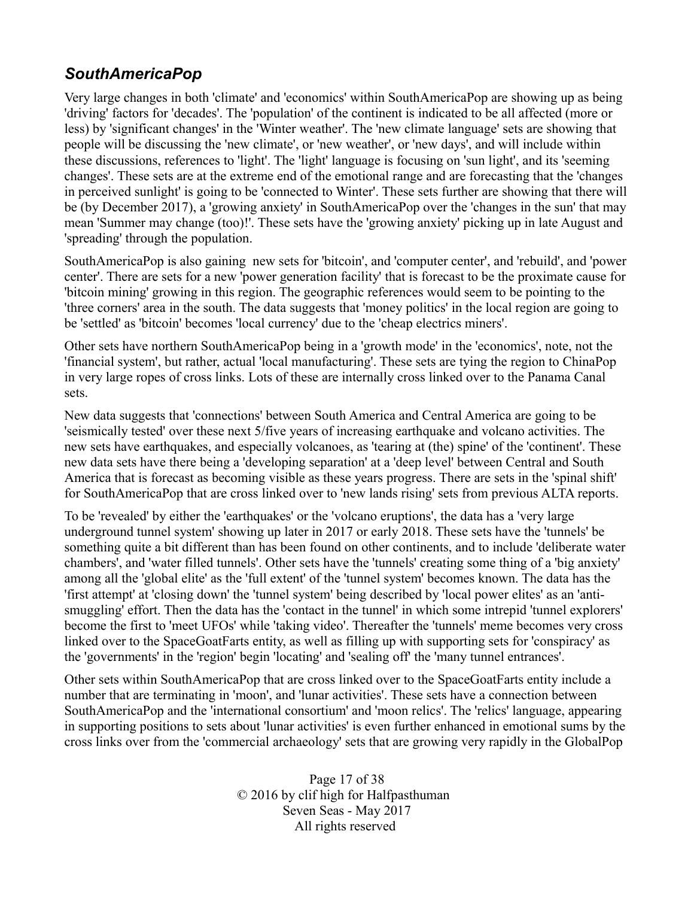## *SouthAmericaPop*

Very large changes in both 'climate' and 'economics' within SouthAmericaPop are showing up as being 'driving' factors for 'decades'. The 'population' of the continent is indicated to be all affected (more or less) by 'significant changes' in the 'Winter weather'. The 'new climate language' sets are showing that people will be discussing the 'new climate', or 'new weather', or 'new days', and will include within these discussions, references to 'light'. The 'light' language is focusing on 'sun light', and its 'seeming changes'. These sets are at the extreme end of the emotional range and are forecasting that the 'changes in perceived sunlight' is going to be 'connected to Winter'. These sets further are showing that there will be (by December 2017), a 'growing anxiety' in SouthAmericaPop over the 'changes in the sun' that may mean 'Summer may change (too)!'. These sets have the 'growing anxiety' picking up in late August and 'spreading' through the population.

SouthAmericaPop is also gaining new sets for 'bitcoin', and 'computer center', and 'rebuild', and 'power center'. There are sets for a new 'power generation facility' that is forecast to be the proximate cause for 'bitcoin mining' growing in this region. The geographic references would seem to be pointing to the 'three corners' area in the south. The data suggests that 'money politics' in the local region are going to be 'settled' as 'bitcoin' becomes 'local currency' due to the 'cheap electrics miners'.

Other sets have northern SouthAmericaPop being in a 'growth mode' in the 'economics', note, not the 'financial system', but rather, actual 'local manufacturing'. These sets are tying the region to ChinaPop in very large ropes of cross links. Lots of these are internally cross linked over to the Panama Canal sets.

New data suggests that 'connections' between South America and Central America are going to be 'seismically tested' over these next 5/five years of increasing earthquake and volcano activities. The new sets have earthquakes, and especially volcanoes, as 'tearing at (the) spine' of the 'continent'. These new data sets have there being a 'developing separation' at a 'deep level' between Central and South America that is forecast as becoming visible as these years progress. There are sets in the 'spinal shift' for SouthAmericaPop that are cross linked over to 'new lands rising' sets from previous ALTA reports.

To be 'revealed' by either the 'earthquakes' or the 'volcano eruptions', the data has a 'very large underground tunnel system' showing up later in 2017 or early 2018. These sets have the 'tunnels' be something quite a bit different than has been found on other continents, and to include 'deliberate water chambers', and 'water filled tunnels'. Other sets have the 'tunnels' creating some thing of a 'big anxiety' among all the 'global elite' as the 'full extent' of the 'tunnel system' becomes known. The data has the 'first attempt' at 'closing down' the 'tunnel system' being described by 'local power elites' as an 'anti-smuggling' effort. Then the data has the 'contact in the tunnel' in which some intrepid 'tunnel explorers' become the first to 'meet UFOs' while 'taking video'. Thereafter the 'tunnels' meme becomes very cross linked over to the SpaceGoatFarts entity, as well as filling up with supporting sets for 'conspiracy' as the 'governments' in the 'region' begin 'locating' and 'sealing off' the 'many tunnel entrances'.

Other sets within SouthAmericaPop that are cross linked over to the SpaceGoatFarts entity include a number that are terminating in 'moon', and 'lunar activities'. These sets have a connection between SouthAmericaPop and the 'international consortium' and 'moon relics'. The 'relics' language, appearing in supporting positions to sets about 'lunar activities' is even further enhanced in emotional sums by the cross links over from the 'commercial archaeology' sets that are growing very rapidly in the GlobalPop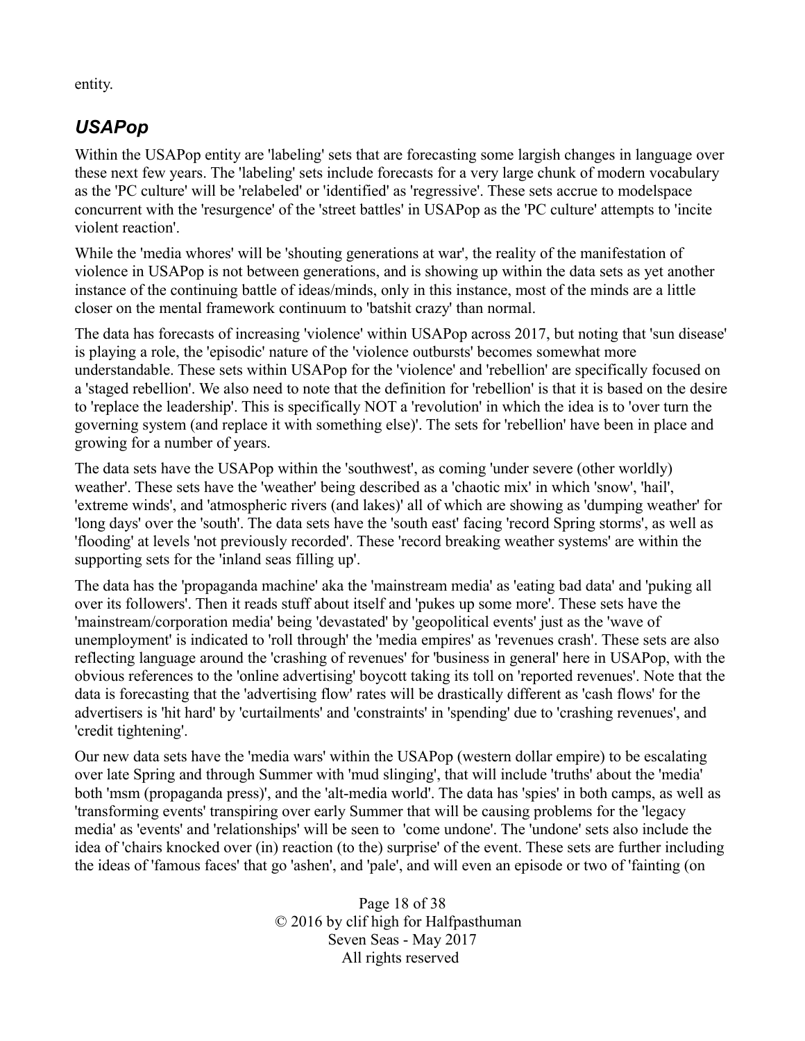entity.

## *USAPop*

Within the USAPop entity are 'labeling' sets that are forecasting some largish changes in language over these next few years. The 'labeling' sets include forecasts for a very large chunk of modern vocabulary as the 'PC culture' will be 'relabeled' or 'identified' as 'regressive'. These sets accrue to modelspace concurrent with the 'resurgence' of the 'street battles' in USAPop as the 'PC culture' attempts to 'incite violent reaction'.

While the 'media whores' will be 'shouting generations at war', the reality of the manifestation of violence in USAPop is not between generations, and is showing up within the data sets as yet another instance of the continuing battle of ideas/minds, only in this instance, most of the minds are a little closer on the mental framework continuum to 'batshit crazy' than normal.

The data has forecasts of increasing 'violence' within USAPop across 2017, but noting that 'sun disease' is playing a role, the 'episodic' nature of the 'violence outbursts' becomes somewhat more understandable. These sets within USAPop for the 'violence' and 'rebellion' are specifically focused on a 'staged rebellion'. We also need to note that the definition for 'rebellion' is that it is based on the desire to 'replace the leadership'. This is specifically NOT a 'revolution' in which the idea is to 'over turn the governing system (and replace it with something else)'. The sets for 'rebellion' have been in place and growing for a number of years.

The data sets have the USAPop within the 'southwest', as coming 'under severe (other worldly) weather'. These sets have the 'weather' being described as a 'chaotic mix' in which 'snow', 'hail', 'extreme winds', and 'atmospheric rivers (and lakes)' all of which are showing as 'dumping weather' for 'long days' over the 'south'. The data sets have the 'south east' facing 'record Spring storms', as well as 'flooding' at levels 'not previously recorded'. These 'record breaking weather systems' are within the supporting sets for the 'inland seas filling up'.

The data has the 'propaganda machine' aka the 'mainstream media' as 'eating bad data' and 'puking all over its followers'. Then it reads stuff about itself and 'pukes up some more'. These sets have the 'mainstream/corporation media' being 'devastated' by 'geopolitical events' just as the 'wave of unemployment' is indicated to 'roll through' the 'media empires' as 'revenues crash'. These sets are also reflecting language around the 'crashing of revenues' for 'business in general' here in USAPop, with the obvious references to the 'online advertising' boycott taking its toll on 'reported revenues'. Note that the data is forecasting that the 'advertising flow' rates will be drastically different as 'cash flows' for the advertisers is 'hit hard' by 'curtailments' and 'constraints' in 'spending' due to 'crashing revenues', and 'credit tightening'.

Our new data sets have the 'media wars' within the USAPop (western dollar empire) to be escalating over late Spring and through Summer with 'mud slinging', that will include 'truths' about the 'media' both 'msm (propaganda press)', and the 'alt-media world'. The data has 'spies' in both camps, as well as 'transforming events' transpiring over early Summer that will be causing problems for the 'legacy media' as 'events' and 'relationships' will be seen to 'come undone'. The 'undone' sets also include the idea of 'chairs knocked over (in) reaction (to the) surprise' of the event. These sets are further including the ideas of 'famous faces' that go 'ashen', and 'pale', and will even an episode or two of 'fainting (on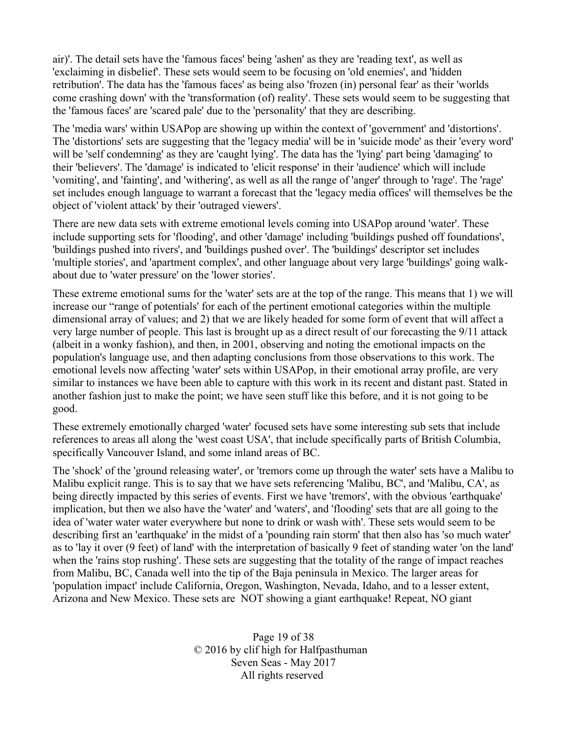air)'. The detail sets have the 'famous faces' being 'ashen' as they are 'reading text', as well as 'exclaiming in disbelief'. These sets would seem to be focusing on 'old enemies', and 'hidden retribution'. The data has the 'famous faces' as being also 'frozen (in) personal fear' as their 'worlds come crashing down' with the 'transformation (of) reality'. These sets would seem to be suggesting that the 'famous faces' are 'scared pale' due to the 'personality' that they are describing.

The 'media wars' within USAPop are showing up within the context of 'government' and 'distortions'. The 'distortions' sets are suggesting that the 'legacy media' will be in 'suicide mode' as their 'every word' will be 'self condemning' as they are 'caught lying'. The data has the 'lying' part being 'damaging' to their 'believers'. The 'damage' is indicated to 'elicit response' in their 'audience' which will include 'vomiting', and 'fainting', and 'withering', as well as all the range of 'anger' through to 'rage'. The 'rage' set includes enough language to warrant a forecast that the 'legacy media offices' will themselves be the object of 'violent attack' by their 'outraged viewers'.

There are new data sets with extreme emotional levels coming into USAPop around 'water'. These include supporting sets for 'flooding', and other 'damage' including 'buildings pushed off foundations', 'buildings pushed into rivers', and 'buildings pushed over'. The 'buildings' descriptor set includes 'multiple stories', and 'apartment complex', and other language about very large 'buildings' going walk-about due to 'water pressure' on the 'lower stories'.

These extreme emotional sums for the 'water' sets are at the top of the range. This means that 1) we will increase our “range of potentials' for each of the pertinent emotional categories within the multiple dimensional array of values; and 2) that we are likely headed for some form of event that will affect a very large number of people. This last is brought up as a direct result of our forecasting the 9/11 attack (albeit in a wonky fashion), and then, in 2001, observing and noting the emotional impacts on the population's language use, and then adapting conclusions from those observations to this work. The emotional levels now affecting 'water' sets within USAPop, in their emotional array profile, are very similar to instances we have been able to capture with this work in its recent and distant past. Stated in another fashion just to make the point; we have seen stuff like this before, and it is not going to be good.

These extremely emotionally charged 'water' focused sets have some interesting sub sets that include references to areas all along the 'west coast USA', that include specifically parts of British Columbia, specifically Vancouver Island, and some inland areas of BC.

The 'shock' of the 'ground releasing water', or 'tremors come up through the water' sets have a Malibu to Malibu explicit range. This is to say that we have sets referencing 'Malibu, BC', and 'Malibu, CA', as being directly impacted by this series of events. First we have 'tremors', with the obvious 'earthquake' implication, but then we also have the 'water' and 'waters', and 'flooding' sets that are all going to the idea of 'water water water everywhere but none to drink or wash with'. These sets would seem to be describing first an 'earthquake' in the midst of a 'pounding rain storm' that then also has 'so much water' as to 'lay it over (9 feet) of land' with the interpretation of basically 9 feet of standing water 'on the land' when the 'rains stop rushing'. These sets are suggesting that the totality of the range of impact reaches from Malibu, BC, Canada well into the tip of the Baja peninsula in Mexico. The larger areas for 'population impact' include California, Oregon, Washington, Nevada, Idaho, and to a lesser extent, Arizona and New Mexico. These sets are NOT showing a giant earthquake! Repeat, NO giant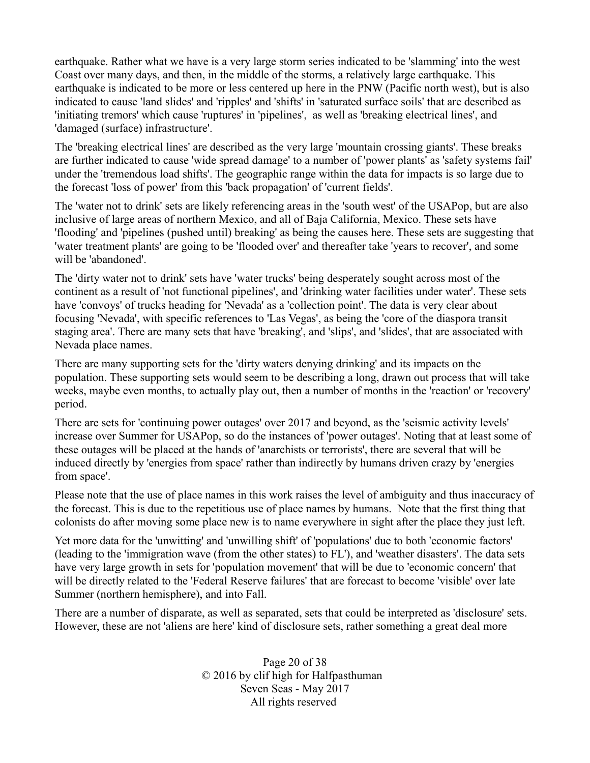earthquake. Rather what we have is a very large storm series indicated to be 'slamming' into the west Coast over many days, and then, in the middle of the storms, a relatively large earthquake. This earthquake is indicated to be more or less centered up here in the PNW (Pacific north west), but is also indicated to cause 'land slides' and 'ripples' and 'shifts' in 'saturated surface soils' that are described as 'initiating tremors' which cause 'ruptures' in 'pipelines', as well as 'breaking electrical lines', and 'damaged (surface) infrastructure'.

The 'breaking electrical lines' are described as the very large 'mountain crossing giants'. These breaks are further indicated to cause 'wide spread damage' to a number of 'power plants' as 'safety systems fail' under the 'tremendous load shifts'. The geographic range within the data for impacts is so large due to the forecast 'loss of power' from this 'back propagation' of 'current fields'.

The 'water not to drink' sets are likely referencing areas in the 'south west' of the USAPop, but are also inclusive of large areas of northern Mexico, and all of Baja California, Mexico. These sets have 'flooding' and 'pipelines (pushed until) breaking' as being the causes here. These sets are suggesting that 'water treatment plants' are going to be 'flooded over' and thereafter take 'years to recover', and some will be 'abandoned'.

The 'dirty water not to drink' sets have 'water trucks' being desperately sought across most of the continent as a result of 'not functional pipelines', and 'drinking water facilities under water'. These sets have 'convoys' of trucks heading for 'Nevada' as a 'collection point'. The data is very clear about focusing 'Nevada', with specific references to 'Las Vegas', as being the 'core of the diaspora transit staging area'. There are many sets that have 'breaking', and 'slips', and 'slides', that are associated with Nevada place names.

There are many supporting sets for the 'dirty waters denying drinking' and its impacts on the population. These supporting sets would seem to be describing a long, drawn out process that will take weeks, maybe even months, to actually play out, then a number of months in the 'reaction' or 'recovery' period.

There are sets for 'continuing power outages' over 2017 and beyond, as the 'seismic activity levels' increase over Summer for USAPop, so do the instances of 'power outages'. Noting that at least some of these outages will be placed at the hands of 'anarchists or terrorists', there are several that will be induced directly by 'energies from space' rather than indirectly by humans driven crazy by 'energies from space'.

Please note that the use of place names in this work raises the level of ambiguity and thus inaccuracy of the forecast. This is due to the repetitious use of place names by humans. Note that the first thing that colonists do after moving some place new is to name everywhere in sight after the place they just left.

Yet more data for the 'unwitting' and 'unwilling shift' of 'populations' due to both 'economic factors' (leading to the 'immigration wave (from the other states) to FL'), and 'weather disasters'. The data sets have very large growth in sets for 'population movement' that will be due to 'economic concern' that will be directly related to the 'Federal Reserve failures' that are forecast to become 'visible' over late Summer (northern hemisphere), and into Fall.

There are a number of disparate, as well as separated, sets that could be interpreted as 'disclosure' sets. However, these are not 'aliens are here' kind of disclosure sets, rather something a great deal more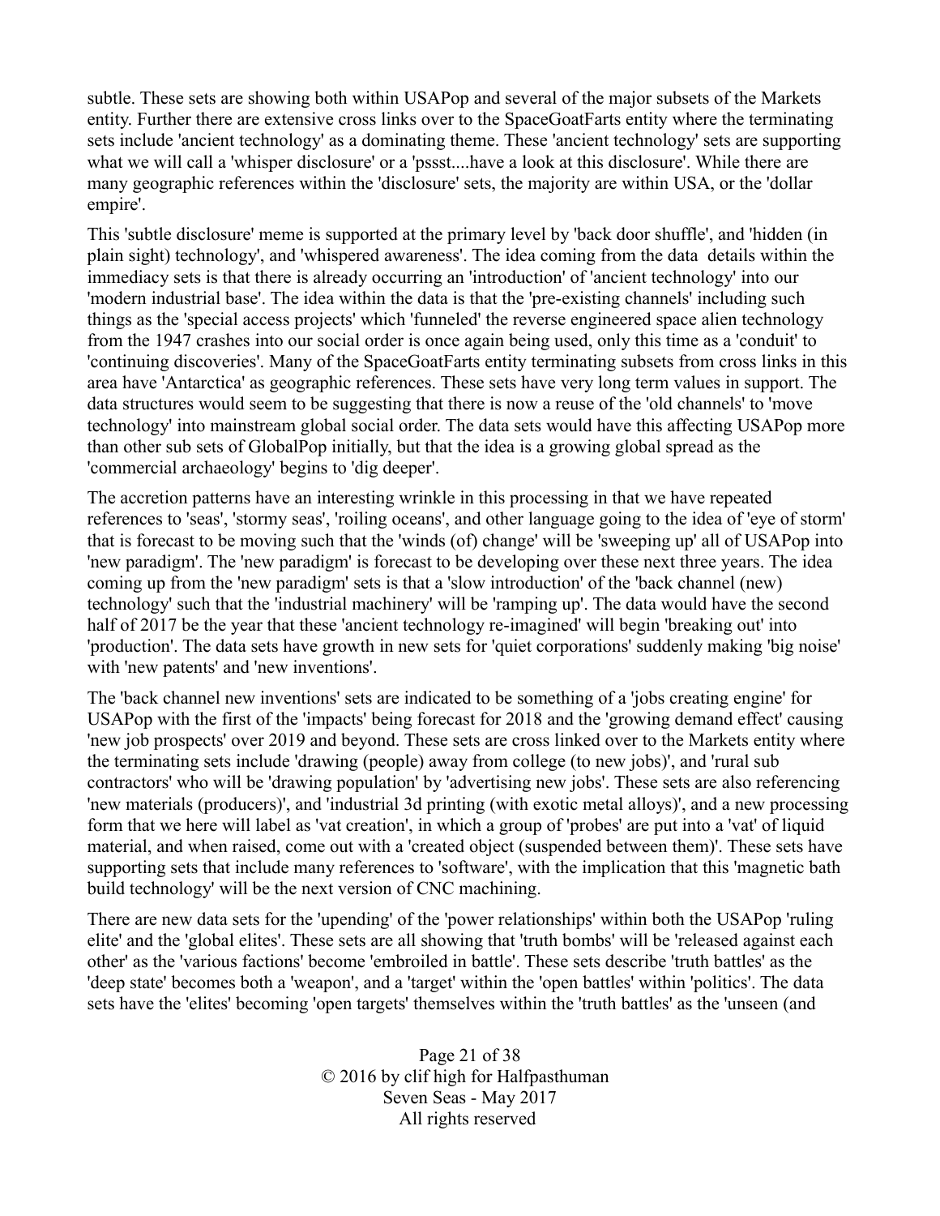subtle. These sets are showing both within USAPop and several of the major subsets of the Markets entity. Further there are extensive cross links over to the SpaceGoatFarts entity where the terminating sets include 'ancient technology' as a dominating theme. These 'ancient technology' sets are supporting what we will call a 'whisper disclosure' or a 'pssst....have a look at this disclosure'. While there are many geographic references within the 'disclosure' sets, the majority are within USA, or the 'dollar empire'.

This 'subtle disclosure' meme is supported at the primary level by 'back door shuffle', and 'hidden (in plain sight) technology', and 'whispered awareness'. The idea coming from the data details within the immediacy sets is that there is already occurring an 'introduction' of 'ancient technology' into our 'modern industrial base'. The idea within the data is that the 'pre-existing channels' including such things as the 'special access projects' which 'funneled' the reverse engineered space alien technology from the 1947 crashes into our social order is once again being used, only this time as a 'conduit' to 'continuing discoveries'. Many of the SpaceGoatFarts entity terminating subsets from cross links in this area have 'Antarctica' as geographic references. These sets have very long term values in support. The data structures would seem to be suggesting that there is now a reuse of the 'old channels' to 'move technology' into mainstream global social order. The data sets would have this affecting USAPop more than other sub sets of GlobalPop initially, but that the idea is a growing global spread as the 'commercial archaeology' begins to 'dig deeper'.

The accretion patterns have an interesting wrinkle in this processing in that we have repeated references to 'seas', 'stormy seas', 'roiling oceans', and other language going to the idea of 'eye of storm' that is forecast to be moving such that the 'winds (of) change' will be 'sweeping up' all of USAPop into 'new paradigm'. The 'new paradigm' is forecast to be developing over these next three years. The idea coming up from the 'new paradigm' sets is that a 'slow introduction' of the 'back channel (new) technology' such that the 'industrial machinery' will be 'ramping up'. The data would have the second half of 2017 be the year that these 'ancient technology re-imagined' will begin 'breaking out' into 'production'. The data sets have growth in new sets for 'quiet corporations' suddenly making 'big noise' with 'new patents' and 'new inventions'.

The 'back channel new inventions' sets are indicated to be something of a 'jobs creating engine' for USAPop with the first of the 'impacts' being forecast for 2018 and the 'growing demand effect' causing 'new job prospects' over 2019 and beyond. These sets are cross linked over to the Markets entity where the terminating sets include 'drawing (people) away from college (to new jobs)', and 'rural sub contractors' who will be 'drawing population' by 'advertising new jobs'. These sets are also referencing 'new materials (producers)', and 'industrial 3d printing (with exotic metal alloys)', and a new processing form that we here will label as 'vat creation', in which a group of 'probes' are put into a 'vat' of liquid material, and when raised, come out with a 'created object (suspended between them)'. These sets have supporting sets that include many references to 'software', with the implication that this 'magnetic bath build technology' will be the next version of CNC machining.

There are new data sets for the 'upending' of the 'power relationships' within both the USAPop 'ruling elite' and the 'global elites'. These sets are all showing that 'truth bombs' will be 'released against each other' as the 'various factions' become 'embroiled in battle'. These sets describe 'truth battles' as the 'deep state' becomes both a 'weapon', and a 'target' within the 'open battles' within 'politics'. The data sets have the 'elites' becoming 'open targets' themselves within the 'truth battles' as the 'unseen (and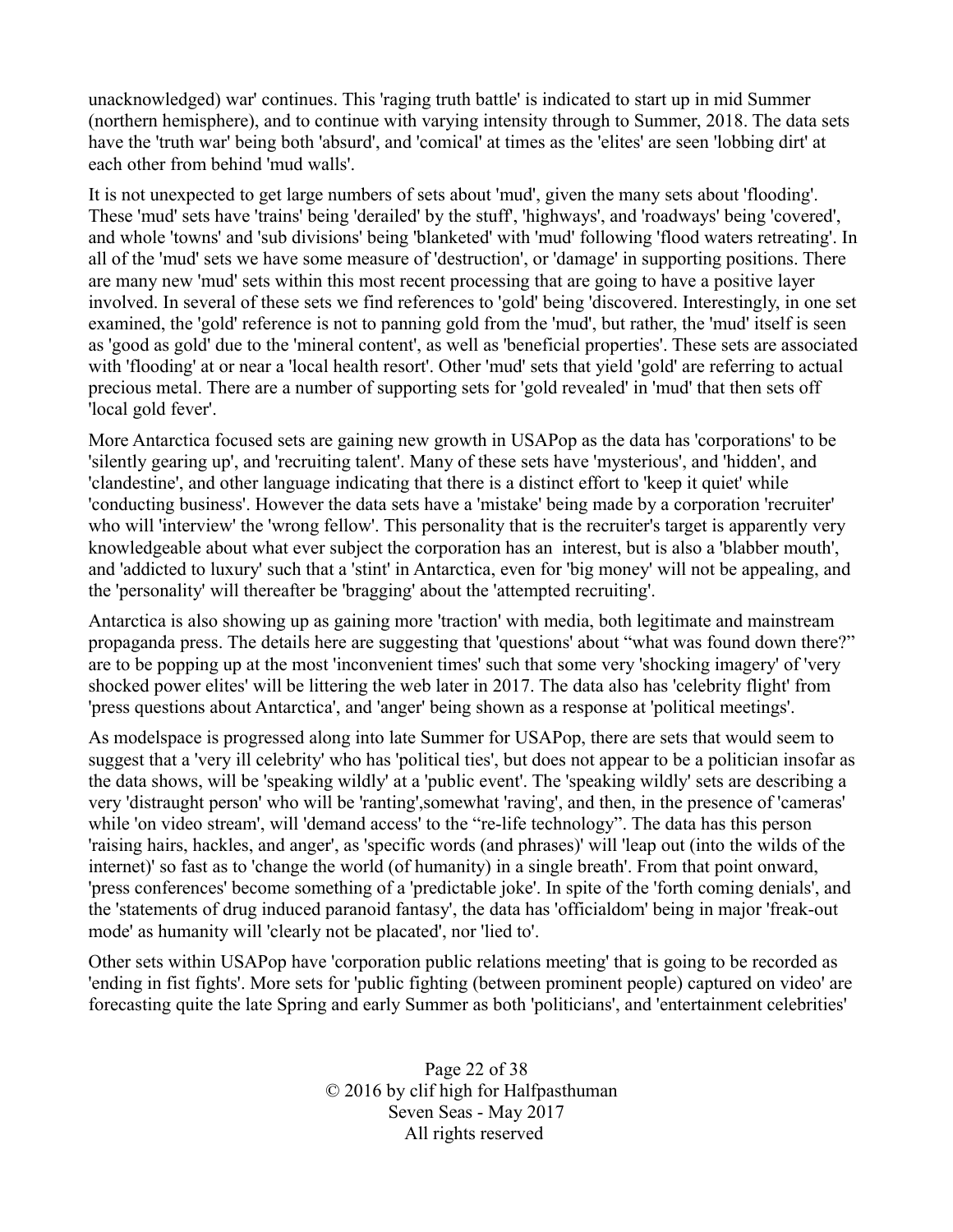unacknowledged) war' continues. This 'raging truth battle' is indicated to start up in mid Summer (northern hemisphere), and to continue with varying intensity through to Summer, 2018. The data sets have the 'truth war' being both 'absurd', and 'comical' at times as the 'elites' are seen 'lobbing dirt' at each other from behind 'mud walls'.

It is not unexpected to get large numbers of sets about 'mud', given the many sets about 'flooding'. These 'mud' sets have 'trains' being 'derailed' by the stuff', 'highways', and 'roadways' being 'covered', and whole 'towns' and 'sub divisions' being 'blanketed' with 'mud' following 'flood waters retreating'. In all of the 'mud' sets we have some measure of 'destruction', or 'damage' in supporting positions. There are many new 'mud' sets within this most recent processing that are going to have a positive layer involved. In several of these sets we find references to 'gold' being 'discovered. Interestingly, in one set examined, the 'gold' reference is not to panning gold from the 'mud', but rather, the 'mud' itself is seen as 'good as gold' due to the 'mineral content', as well as 'beneficial properties'. These sets are associated with 'flooding' at or near a 'local health resort'. Other 'mud' sets that yield 'gold' are referring to actual precious metal. There are a number of supporting sets for 'gold revealed' in 'mud' that then sets off 'local gold fever'.

More Antarctica focused sets are gaining new growth in USAPop as the data has 'corporations' to be 'silently gearing up', and 'recruiting talent'. Many of these sets have 'mysterious', and 'hidden', and 'clandestine', and other language indicating that there is a distinct effort to 'keep it quiet' while 'conducting business'. However the data sets have a 'mistake' being made by a corporation 'recruiter' who will 'interview' the 'wrong fellow'. This personality that is the recruiter's target is apparently very knowledgeable about what ever subject the corporation has an interest, but is also a 'blabber mouth', and 'addicted to luxury' such that a 'stint' in Antarctica, even for 'big money' will not be appealing, and the 'personality' will thereafter be 'bragging' about the 'attempted recruiting'.

Antarctica is also showing up as gaining more 'traction' with media, both legitimate and mainstream propaganda press. The details here are suggesting that 'questions' about "what was found down there?" are to be popping up at the most 'inconvenient times' such that some very 'shocking imagery' of 'very shocked power elites' will be littering the web later in 2017. The data also has 'celebrity flight' from 'press questions about Antarctica', and 'anger' being shown as a response at 'political meetings'.

As modelspace is progressed along into late Summer for USAPop, there are sets that would seem to suggest that a 'very ill celebrity' who has 'political ties', but does not appear to be a politician insofar as the data shows, will be 'speaking wildly' at a 'public event'. The 'speaking wildly' sets are describing a very 'distraught person' who will be 'ranting',somewhat 'raving', and then, in the presence of 'cameras' while 'on video stream', will 'demand access' to the "re-life technology". The data has this person 'raising hairs, hackles, and anger', as 'specific words (and phrases)' will 'leap out (into the wilds of the internet)' so fast as to 'change the world (of humanity) in a single breath'. From that point onward, 'press conferences' become something of a 'predictable joke'. In spite of the 'forth coming denials', and the 'statements of drug induced paranoid fantasy', the data has 'officialdom' being in major 'freak-out mode' as humanity will 'clearly not be placated', nor 'lied to'.

Other sets within USAPop have 'corporation public relations meeting' that is going to be recorded as 'ending in fist fights'. More sets for 'public fighting (between prominent people) captured on video' are forecasting quite the late Spring and early Summer as both 'politicians', and 'entertainment celebrities'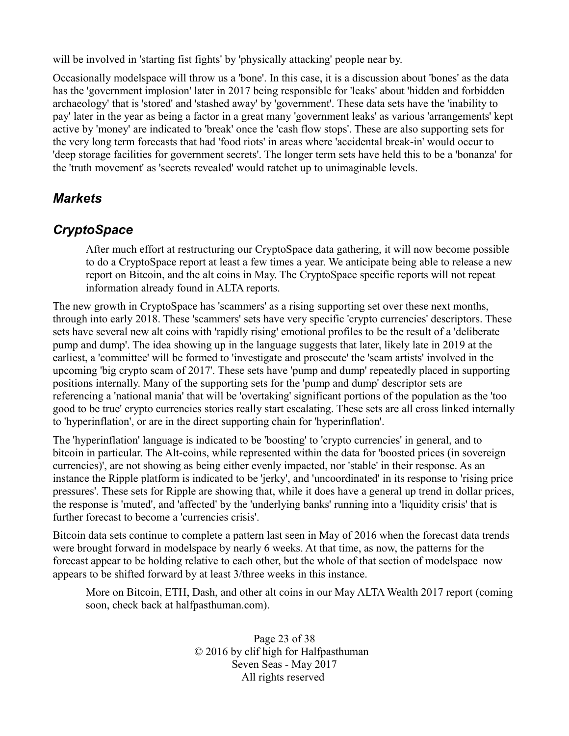will be involved in 'starting fist fights' by 'physically attacking' people near by.

Occasionally modelspace will throw us a 'bone'. In this case, it is a discussion about 'bones' as the data has the 'government implosion' later in 2017 being responsible for 'leaks' about 'hidden and forbidden archaeology' that is 'stored' and 'stashed away' by 'government'. These data sets have the 'inability to pay' later in the year as being a factor in a great many 'government leaks' as various 'arrangements' kept active by 'money' are indicated to 'break' once the 'cash flow stops'. These are also supporting sets for the very long term forecasts that had 'food riots' in areas where 'accidental break-in' would occur to 'deep storage facilities for government secrets'. The longer term sets have held this to be a 'bonanza' for the 'truth movement' as 'secrets revealed' would ratchet up to unimaginable levels.

## *Markets*

## *CryptoSpace*

> After much effort at restructuring our CryptoSpace data gathering, it will now become possible to do a CryptoSpace report at least a few times a year. We anticipate being able to release a new report on Bitcoin, and the alt coins in May. The CryptoSpace specific reports will not repeat information already found in ALTA reports.

The new growth in CryptoSpace has 'scammers' as a rising supporting set over these next months, through into early 2018. These 'scammers' sets have very specific 'crypto currencies' descriptors. These sets have several new alt coins with 'rapidly rising' emotional profiles to be the result of a 'deliberate pump and dump'. The idea showing up in the language suggests that later, likely late in 2019 at the earliest, a 'committee' will be formed to 'investigate and prosecute' the 'scam artists' involved in the upcoming 'big crypto scam of 2017'. These sets have 'pump and dump' repeatedly placed in supporting positions internally. Many of the supporting sets for the 'pump and dump' descriptor sets are referencing a 'national mania' that will be 'overtaking' significant portions of the population as the 'too good to be true' crypto currencies stories really start escalating. These sets are all cross linked internally to 'hyperinflation', or are in the direct supporting chain for 'hyperinflation'.

The 'hyperinflation' language is indicated to be 'boosting' to 'crypto currencies' in general, and to bitcoin in particular. The Alt-coins, while represented within the data for 'boosted prices (in sovereign currencies)', are not showing as being either evenly impacted, nor 'stable' in their response. As an instance the Ripple platform is indicated to be 'jerky', and 'uncoordinated' in its response to 'rising price pressures'. These sets for Ripple are showing that, while it does have a general up trend in dollar prices, the response is 'muted', and 'affected' by the 'underlying banks' running into a 'liquidity crisis' that is further forecast to become a 'currencies crisis'.

Bitcoin data sets continue to complete a pattern last seen in May of 2016 when the forecast data trends were brought forward in modelspace by nearly 6 weeks. At that time, as now, the patterns for the forecast appear to be holding relative to each other, but the whole of that section of modelspace now appears to be shifted forward by at least 3/three weeks in this instance.

> More on Bitcoin, ETH, Dash, and other alt coins in our May ALTA Wealth 2017 report (coming soon, check back at halfpasthuman.com).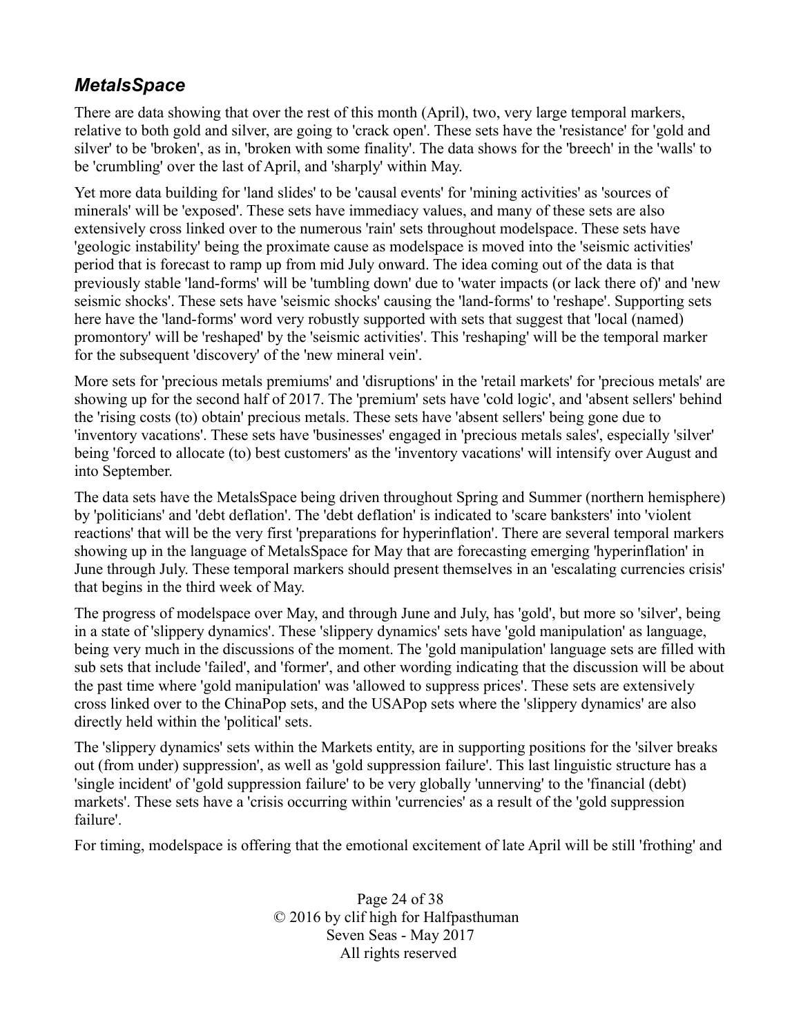## *MetalsSpace*

There are data showing that over the rest of this month (April), two, very large temporal markers, relative to both gold and silver, are going to 'crack open'. These sets have the 'resistance' for 'gold and silver' to be 'broken', as in, 'broken with some finality'. The data shows for the 'breech' in the 'walls' to be 'crumbling' over the last of April, and 'sharply' within May.

Yet more data building for 'land slides' to be 'causal events' for 'mining activities' as 'sources of minerals' will be 'exposed'. These sets have immediacy values, and many of these sets are also extensively cross linked over to the numerous 'rain' sets throughout modelspace. These sets have 'geologic instability' being the proximate cause as modelspace is moved into the 'seismic activities' period that is forecast to ramp up from mid July onward. The idea coming out of the data is that previously stable 'land-forms' will be 'tumbling down' due to 'water impacts (or lack there of)' and 'new seismic shocks'. These sets have 'seismic shocks' causing the 'land-forms' to 'reshape'. Supporting sets here have the 'land-forms' word very robustly supported with sets that suggest that 'local (named) promontory' will be 'reshaped' by the 'seismic activities'. This 'reshaping' will be the temporal marker for the subsequent 'discovery' of the 'new mineral vein'.

More sets for 'precious metals premiums' and 'disruptions' in the 'retail markets' for 'precious metals' are showing up for the second half of 2017. The 'premium' sets have 'cold logic', and 'absent sellers' behind the 'rising costs (to) obtain' precious metals. These sets have 'absent sellers' being gone due to 'inventory vacations'. These sets have 'businesses' engaged in 'precious metals sales', especially 'silver' being 'forced to allocate (to) best customers' as the 'inventory vacations' will intensify over August and into September.

The data sets have the MetalsSpace being driven throughout Spring and Summer (northern hemisphere) by 'politicians' and 'debt deflation'. The 'debt deflation' is indicated to 'scare banksters' into 'violent reactions' that will be the very first 'preparations for hyperinflation'. There are several temporal markers showing up in the language of MetalsSpace for May that are forecasting emerging 'hyperinflation' in June through July. These temporal markers should present themselves in an 'escalating currencies crisis' that begins in the third week of May.

The progress of modelspace over May, and through June and July, has 'gold', but more so 'silver', being in a state of 'slippery dynamics'. These 'slippery dynamics' sets have 'gold manipulation' as language, being very much in the discussions of the moment. The 'gold manipulation' language sets are filled with sub sets that include 'failed', and 'former', and other wording indicating that the discussion will be about the past time where 'gold manipulation' was 'allowed to suppress prices'. These sets are extensively cross linked over to the ChinaPop sets, and the USAPop sets where the 'slippery dynamics' are also directly held within the 'political' sets.

The 'slippery dynamics' sets within the Markets entity, are in supporting positions for the 'silver breaks out (from under) suppression', as well as 'gold suppression failure'. This last linguistic structure has a 'single incident' of 'gold suppression failure' to be very globally 'unnerving' to the 'financial (debt) markets'. These sets have a 'crisis occurring within 'currencies' as a result of the 'gold suppression failure'.

For timing, modelspace is offering that the emotional excitement of late April will be still 'frothing' and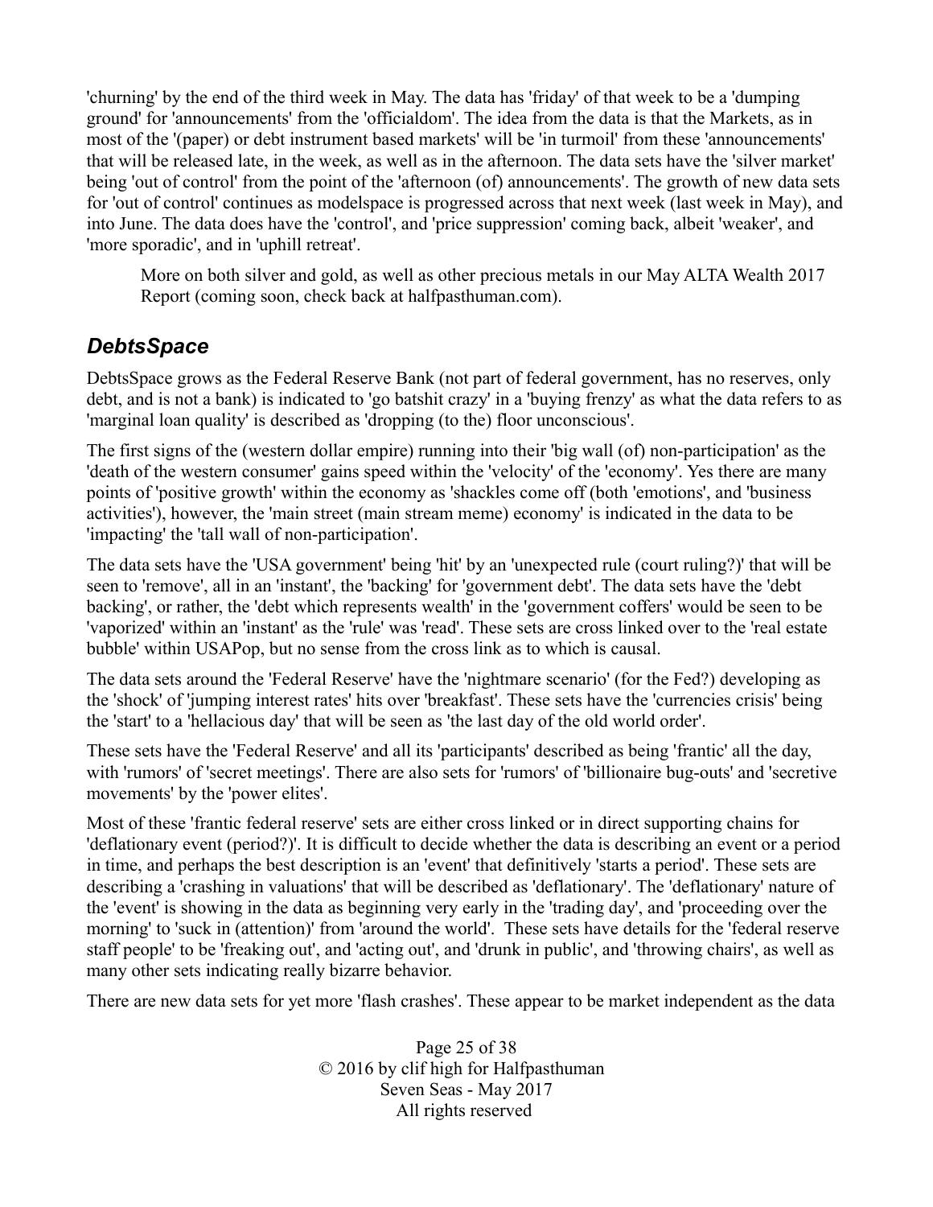'churning' by the end of the third week in May. The data has 'friday' of that week to be a 'dumping ground' for 'announcements' from the 'officialdom'. The idea from the data is that the Markets, as in most of the '(paper) or debt instrument based markets' will be 'in turmoil' from these 'announcements' that will be released late, in the week, as well as in the afternoon. The data sets have the 'silver market' being 'out of control' from the point of the 'afternoon (of) announcements'. The growth of new data sets for 'out of control' continues as modelspace is progressed across that next week (last week in May), and into June. The data does have the 'control', and 'price suppression' coming back, albeit 'weaker', and 'more sporadic', and in 'uphill retreat'.

> More on both silver and gold, as well as other precious metals in our May ALTA Wealth 2017 Report (coming soon, check back at halfpasthuman.com).

## *DebtsSpace*

DebtsSpace grows as the Federal Reserve Bank (not part of federal government, has no reserves, only debt, and is not a bank) is indicated to 'go batshit crazy' in a 'buying frenzy' as what the data refers to as 'marginal loan quality' is described as 'dropping (to the) floor unconscious'.

The first signs of the (western dollar empire) running into their 'big wall (of) non-participation' as the 'death of the western consumer' gains speed within the 'velocity' of the 'economy'. Yes there are many points of 'positive growth' within the economy as 'shackles come off (both 'emotions', and 'business activities'), however, the 'main street (main stream meme) economy' is indicated in the data to be 'impacting' the 'tall wall of non-participation'.

The data sets have the 'USA government' being 'hit' by an 'unexpected rule (court ruling?)' that will be seen to 'remove', all in an 'instant', the 'backing' for 'government debt'. The data sets have the 'debt backing', or rather, the 'debt which represents wealth' in the 'government coffers' would be seen to be 'vaporized' within an 'instant' as the 'rule' was 'read'. These sets are cross linked over to the 'real estate bubble' within USAPop, but no sense from the cross link as to which is causal.

The data sets around the 'Federal Reserve' have the 'nightmare scenario' (for the Fed?) developing as the 'shock' of 'jumping interest rates' hits over 'breakfast'. These sets have the 'currencies crisis' being the 'start' to a 'hellacious day' that will be seen as 'the last day of the old world order'.

These sets have the 'Federal Reserve' and all its 'participants' described as being 'frantic' all the day, with 'rumors' of 'secret meetings'. There are also sets for 'rumors' of 'billionaire bug-outs' and 'secretive movements' by the 'power elites'.

Most of these 'frantic federal reserve' sets are either cross linked or in direct supporting chains for 'deflationary event (period?)'. It is difficult to decide whether the data is describing an event or a period in time, and perhaps the best description is an 'event' that definitively 'starts a period'. These sets are describing a 'crashing in valuations' that will be described as 'deflationary'. The 'deflationary' nature of the 'event' is showing in the data as beginning very early in the 'trading day', and 'proceeding over the morning' to 'suck in (attention)' from 'around the world'. These sets have details for the 'federal reserve staff people' to be 'freaking out', and 'acting out', and 'drunk in public', and 'throwing chairs', as well as many other sets indicating really bizarre behavior.

There are new data sets for yet more 'flash crashes'. These appear to be market independent as the data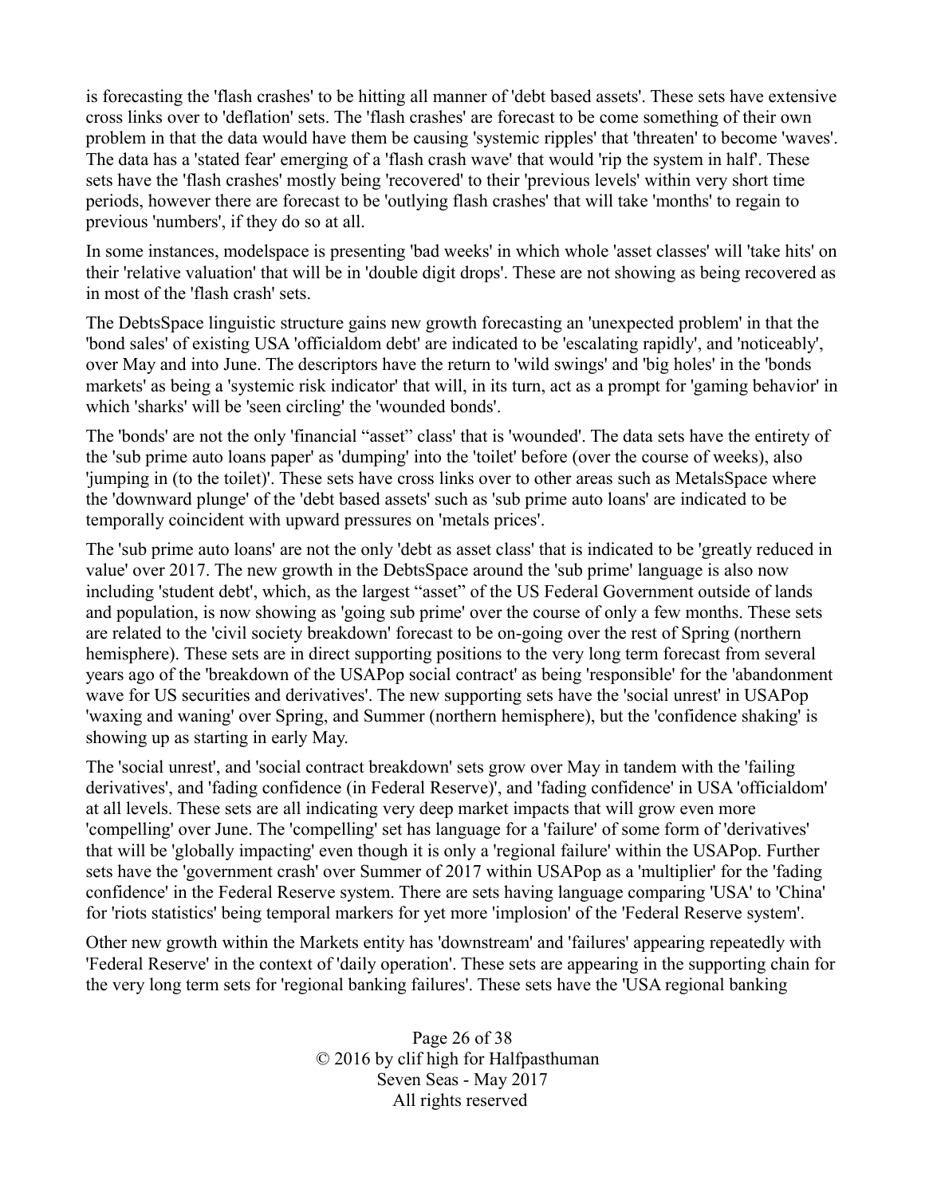is forecasting the 'flash crashes' to be hitting all manner of 'debt based assets'. These sets have extensive cross links over to 'deflation' sets. The 'flash crashes' are forecast to be come something of their own problem in that the data would have them be causing 'systemic ripples' that 'threaten' to become 'waves'. The data has a 'stated fear' emerging of a 'flash crash wave' that would 'rip the system in half'. These sets have the 'flash crashes' mostly being 'recovered' to their 'previous levels' within very short time periods, however there are forecast to be 'outlying flash crashes' that will take 'months' to regain to previous 'numbers', if they do so at all.

In some instances, modelspace is presenting 'bad weeks' in which whole 'asset classes' will 'take hits' on their 'relative valuation' that will be in 'double digit drops'. These are not showing as being recovered as in most of the 'flash crash' sets.

The DebtsSpace linguistic structure gains new growth forecasting an 'unexpected problem' in that the 'bond sales' of existing USA 'officialdom debt' are indicated to be 'escalating rapidly', and 'noticeably', over May and into June. The descriptors have the return to 'wild swings' and 'big holes' in the 'bonds markets' as being a 'systemic risk indicator' that will, in its turn, act as a prompt for 'gaming behavior' in which 'sharks' will be 'seen circling' the 'wounded bonds'.

The 'bonds' are not the only 'financial "asset" class' that is 'wounded'. The data sets have the entirety of the 'sub prime auto loans paper' as 'dumping' into the 'toilet' before (over the course of weeks), also 'jumping in (to the toilet)'. These sets have cross links over to other areas such as MetalsSpace where the 'downward plunge' of the 'debt based assets' such as 'sub prime auto loans' are indicated to be temporally coincident with upward pressures on 'metals prices'.

The 'sub prime auto loans' are not the only 'debt as asset class' that is indicated to be 'greatly reduced in value' over 2017. The new growth in the DebtsSpace around the 'sub prime' language is also now including 'student debt', which, as the largest "asset" of the US Federal Government outside of lands and population, is now showing as 'going sub prime' over the course of only a few months. These sets are related to the 'civil society breakdown' forecast to be on-going over the rest of Spring (northern hemisphere). These sets are in direct supporting positions to the very long term forecast from several years ago of the 'breakdown of the USAPop social contract' as being 'responsible' for the 'abandonment wave for US securities and derivatives'. The new supporting sets have the 'social unrest' in USAPop 'waxing and waning' over Spring, and Summer (northern hemisphere), but the 'confidence shaking' is showing up as starting in early May.

The 'social unrest', and 'social contract breakdown' sets grow over May in tandem with the 'failing derivatives', and 'fading confidence (in Federal Reserve)', and 'fading confidence' in USA 'officialdom' at all levels. These sets are all indicating very deep market impacts that will grow even more 'compelling' over June. The 'compelling' set has language for a 'failure' of some form of 'derivatives' that will be 'globally impacting' even though it is only a 'regional failure' within the USAPop. Further sets have the 'government crash' over Summer of 2017 within USAPop as a 'multiplier' for the 'fading confidence' in the Federal Reserve system. There are sets having language comparing 'USA' to 'China' for 'riots statistics' being temporal markers for yet more 'implosion' of the 'Federal Reserve system'.

Other new growth within the Markets entity has 'downstream' and 'failures' appearing repeatedly with 'Federal Reserve' in the context of 'daily operation'. These sets are appearing in the supporting chain for the very long term sets for 'regional banking failures'. These sets have the 'USA regional banking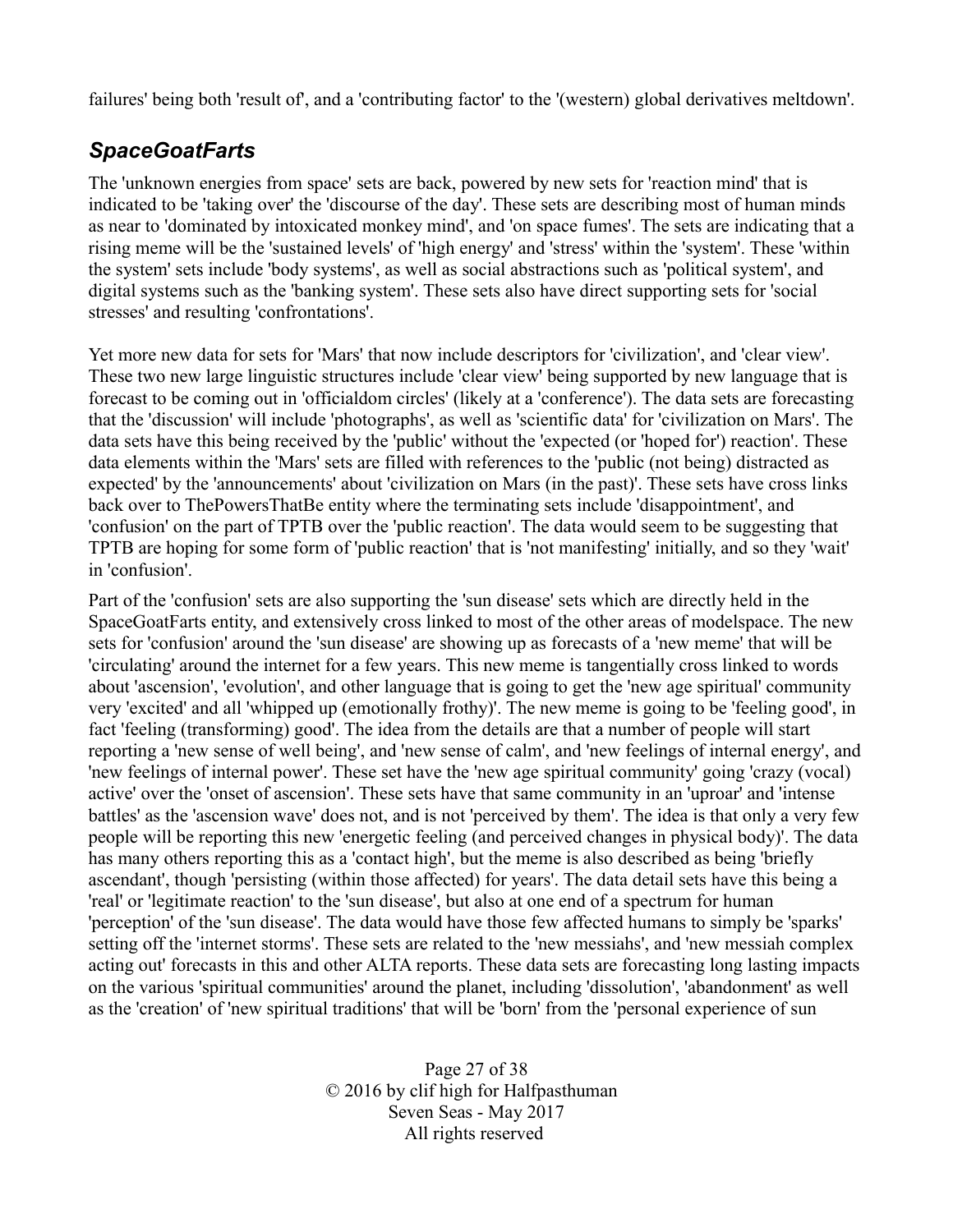failures' being both 'result of', and a 'contributing factor' to the '(western) global derivatives meltdown'.

## *SpaceGoatFarts*

The 'unknown energies from space' sets are back, powered by new sets for 'reaction mind' that is indicated to be 'taking over' the 'discourse of the day'. These sets are describing most of human minds as near to 'dominated by intoxicated monkey mind', and 'on space fumes'. The sets are indicating that a rising meme will be the 'sustained levels' of 'high energy' and 'stress' within the 'system'. These 'within the system' sets include 'body systems', as well as social abstractions such as 'political system', and digital systems such as the 'banking system'. These sets also have direct supporting sets for 'social stresses' and resulting 'confrontations'.

Yet more new data for sets for 'Mars' that now include descriptors for 'civilization', and 'clear view'. These two new large linguistic structures include 'clear view' being supported by new language that is forecast to be coming out in 'officialdom circles' (likely at a 'conference'). The data sets are forecasting that the 'discussion' will include 'photographs', as well as 'scientific data' for 'civilization on Mars'. The data sets have this being received by the 'public' without the 'expected (or 'hoped for') reaction'. These data elements within the 'Mars' sets are filled with references to the 'public (not being) distracted as expected' by the 'announcements' about 'civilization on Mars (in the past)'. These sets have cross links back over to ThePowersThatBe entity where the terminating sets include 'disappointment', and 'confusion' on the part of TPTB over the 'public reaction'. The data would seem to be suggesting that TPTB are hoping for some form of 'public reaction' that is 'not manifesting' initially, and so they 'wait' in 'confusion'.

Part of the 'confusion' sets are also supporting the 'sun disease' sets which are directly held in the SpaceGoatFarts entity, and extensively cross linked to most of the other areas of modelspace. The new sets for 'confusion' around the 'sun disease' are showing up as forecasts of a 'new meme' that will be 'circulating' around the internet for a few years. This new meme is tangentially cross linked to words about 'ascension', 'evolution', and other language that is going to get the 'new age spiritual' community very 'excited' and all 'whipped up (emotionally frothy)'. The new meme is going to be 'feeling good', in fact 'feeling (transforming) good'. The idea from the details are that a number of people will start reporting a 'new sense of well being', and 'new sense of calm', and 'new feelings of internal energy', and 'new feelings of internal power'. These set have the 'new age spiritual community' going 'crazy (vocal) active' over the 'onset of ascension'. These sets have that same community in an 'uproar' and 'intense battles' as the 'ascension wave' does not, and is not 'perceived by them'. The idea is that only a very few people will be reporting this new 'energetic feeling (and perceived changes in physical body)'. The data has many others reporting this as a 'contact high', but the meme is also described as being 'briefly ascendant', though 'persisting (within those affected) for years'. The data detail sets have this being a 'real' or 'legitimate reaction' to the 'sun disease', but also at one end of a spectrum for human 'perception' of the 'sun disease'. The data would have those few affected humans to simply be 'sparks' setting off the 'internet storms'. These sets are related to the 'new messiahs', and 'new messiah complex acting out' forecasts in this and other ALTA reports. These data sets are forecasting long lasting impacts on the various 'spiritual communities' around the planet, including 'dissolution', 'abandonment' as well as the 'creation' of 'new spiritual traditions' that will be 'born' from the 'personal experience of sun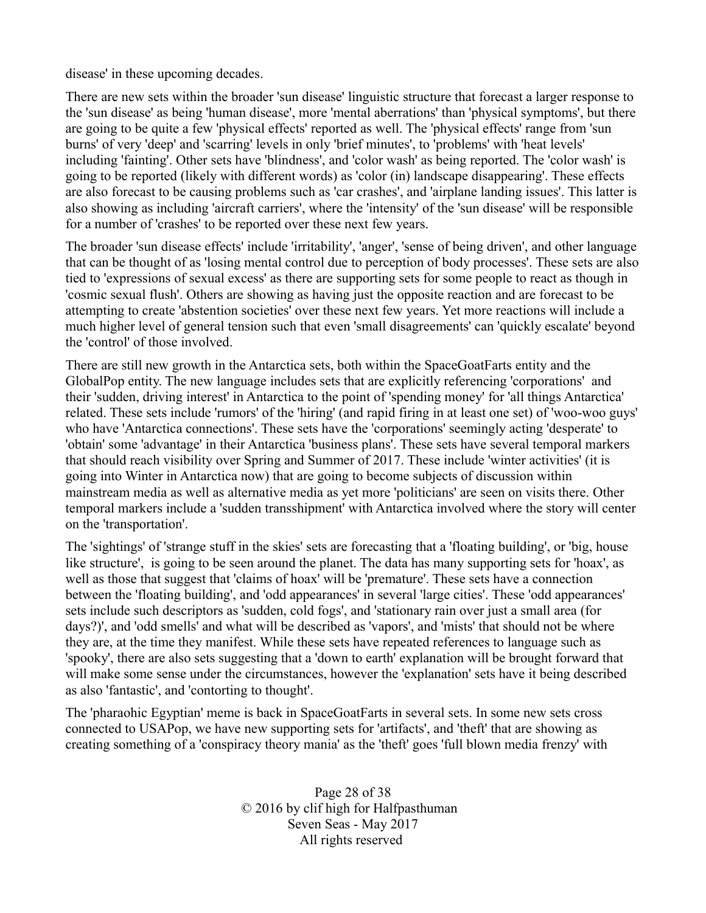disease' in these upcoming decades.

There are new sets within the broader 'sun disease' linguistic structure that forecast a larger response to the 'sun disease' as being 'human disease', more 'mental aberrations' than 'physical symptoms', but there are going to be quite a few 'physical effects' reported as well. The 'physical effects' range from 'sun burns' of very 'deep' and 'scarring' levels in only 'brief minutes', to 'problems' with 'heat levels' including 'fainting'. Other sets have 'blindness', and 'color wash' as being reported. The 'color wash' is going to be reported (likely with different words) as 'color (in) landscape disappearing'. These effects are also forecast to be causing problems such as 'car crashes', and 'airplane landing issues'. This latter is also showing as including 'aircraft carriers', where the 'intensity' of the 'sun disease' will be responsible for a number of 'crashes' to be reported over these next few years.

The broader 'sun disease effects' include 'irritability', 'anger', 'sense of being driven', and other language that can be thought of as 'losing mental control due to perception of body processes'. These sets are also tied to 'expressions of sexual excess' as there are supporting sets for some people to react as though in 'cosmic sexual flush'. Others are showing as having just the opposite reaction and are forecast to be attempting to create 'abstention societies' over these next few years. Yet more reactions will include a much higher level of general tension such that even 'small disagreements' can 'quickly escalate' beyond the 'control' of those involved.

There are still new growth in the Antarctica sets, both within the SpaceGoatFarts entity and the GlobalPop entity. The new language includes sets that are explicitly referencing 'corporations' and their 'sudden, driving interest' in Antarctica to the point of 'spending money' for 'all things Antarctica' related. These sets include 'rumors' of the 'hiring' (and rapid firing in at least one set) of 'woo-woo guys' who have 'Antarctica connections'. These sets have the 'corporations' seemingly acting 'desperate' to 'obtain' some 'advantage' in their Antarctica 'business plans'. These sets have several temporal markers that should reach visibility over Spring and Summer of 2017. These include 'winter activities' (it is going into Winter in Antarctica now) that are going to become subjects of discussion within mainstream media as well as alternative media as yet more 'politicians' are seen on visits there. Other temporal markers include a 'sudden transshipment' with Antarctica involved where the story will center on the 'transportation'.

The 'sightings' of 'strange stuff in the skies' sets are forecasting that a 'floating building', or 'big, house like structure', is going to be seen around the planet. The data has many supporting sets for 'hoax', as well as those that suggest that 'claims of hoax' will be 'premature'. These sets have a connection between the 'floating building', and 'odd appearances' in several 'large cities'. These 'odd appearances' sets include such descriptors as 'sudden, cold fogs', and 'stationary rain over just a small area (for days?)', and 'odd smells' and what will be described as 'vapors', and 'mists' that should not be where they are, at the time they manifest. While these sets have repeated references to language such as 'spooky', there are also sets suggesting that a 'down to earth' explanation will be brought forward that will make some sense under the circumstances, however the 'explanation' sets have it being described as also 'fantastic', and 'contorting to thought'.

The 'pharaohic Egyptian' meme is back in SpaceGoatFarts in several sets. In some new sets cross connected to USAPop, we have new supporting sets for 'artifacts', and 'theft' that are showing as creating something of a 'conspiracy theory mania' as the 'theft' goes 'full blown media frenzy' with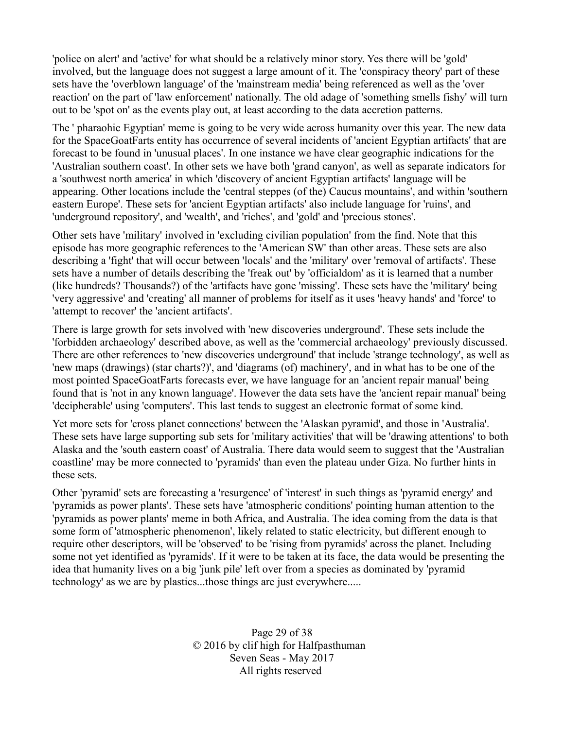'police on alert' and 'active' for what should be a relatively minor story. Yes there will be 'gold' involved, but the language does not suggest a large amount of it. The 'conspiracy theory' part of these sets have the 'overblown language' of the 'mainstream media' being referenced as well as the 'over reaction' on the part of 'law enforcement' nationally. The old adage of 'something smells fishy' will turn out to be 'spot on' as the events play out, at least according to the data accretion patterns.

The ' pharaohic Egyptian' meme is going to be very wide across humanity over this year. The new data for the SpaceGoatFarts entity has occurrence of several incidents of 'ancient Egyptian artifacts' that are forecast to be found in 'unusual places'. In one instance we have clear geographic indications for the 'Australian southern coast'. In other sets we have both 'grand canyon', as well as separate indicators for a 'southwest north america' in which 'discovery of ancient Egyptian artifacts' language will be appearing. Other locations include the 'central steppes (of the) Caucus mountains', and within 'southern eastern Europe'. These sets for 'ancient Egyptian artifacts' also include language for 'ruins', and 'underground repository', and 'wealth', and 'riches', and 'gold' and 'precious stones'.

Other sets have 'military' involved in 'excluding civilian population' from the find. Note that this episode has more geographic references to the 'American SW' than other areas. These sets are also describing a 'fight' that will occur between 'locals' and the 'military' over 'removal of artifacts'. These sets have a number of details describing the 'freak out' by 'officialdom' as it is learned that a number (like hundreds? Thousands?) of the 'artifacts have gone 'missing'. These sets have the 'military' being 'very aggressive' and 'creating' all manner of problems for itself as it uses 'heavy hands' and 'force' to 'attempt to recover' the 'ancient artifacts'.

There is large growth for sets involved with 'new discoveries underground'. These sets include the 'forbidden archaeology' described above, as well as the 'commercial archaeology' previously discussed. There are other references to 'new discoveries underground' that include 'strange technology', as well as 'new maps (drawings) (star charts?)', and 'diagrams (of) machinery', and in what has to be one of the most pointed SpaceGoatFarts forecasts ever, we have language for an 'ancient repair manual' being found that is 'not in any known language'. However the data sets have the 'ancient repair manual' being 'decipherable' using 'computers'. This last tends to suggest an electronic format of some kind.

Yet more sets for 'cross planet connections' between the 'Alaskan pyramid', and those in 'Australia'. These sets have large supporting sub sets for 'military activities' that will be 'drawing attentions' to both Alaska and the 'south eastern coast' of Australia. There data would seem to suggest that the 'Australian coastline' may be more connected to 'pyramids' than even the plateau under Giza. No further hints in these sets.

Other 'pyramid' sets are forecasting a 'resurgence' of 'interest' in such things as 'pyramid energy' and 'pyramids as power plants'. These sets have 'atmospheric conditions' pointing human attention to the 'pyramids as power plants' meme in both Africa, and Australia. The idea coming from the data is that some form of 'atmospheric phenomenon', likely related to static electricity, but different enough to require other descriptors, will be 'observed' to be 'rising from pyramids' across the planet. Including some not yet identified as 'pyramids'. If it were to be taken at its face, the data would be presenting the idea that humanity lives on a big 'junk pile' left over from a species as dominated by 'pyramid technology' as we are by plastics...those things are just everywhere.....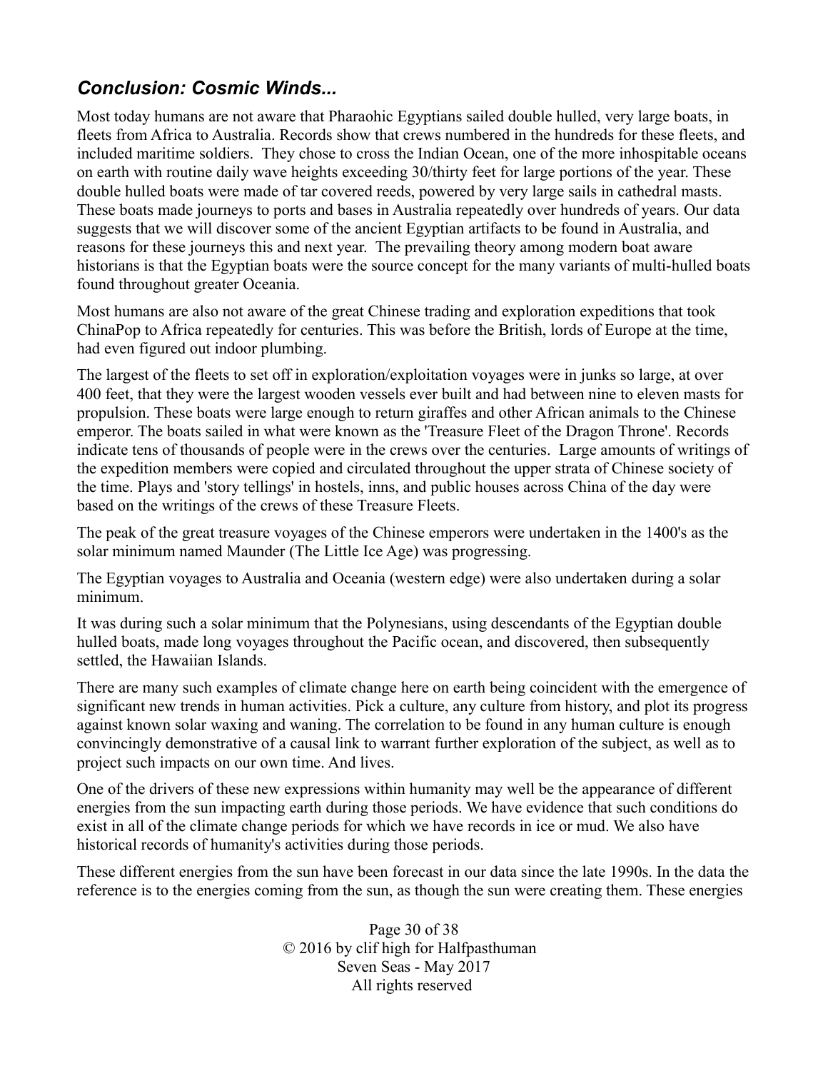## *Conclusion: Cosmic Winds...*

Most today humans are not aware that Pharaohic Egyptians sailed double hulled, very large boats, in fleets from Africa to Australia. Records show that crews numbered in the hundreds for these fleets, and included maritime soldiers. They chose to cross the Indian Ocean, one of the more inhospitable oceans on earth with routine daily wave heights exceeding 30/thirty feet for large portions of the year. These double hulled boats were made of tar covered reeds, powered by very large sails in cathedral masts. These boats made journeys to ports and bases in Australia repeatedly over hundreds of years. Our data suggests that we will discover some of the ancient Egyptian artifacts to be found in Australia, and reasons for these journeys this and next year. The prevailing theory among modern boat aware historians is that the Egyptian boats were the source concept for the many variants of multi-hulled boats found throughout greater Oceania.

Most humans are also not aware of the great Chinese trading and exploration expeditions that took ChinaPop to Africa repeatedly for centuries. This was before the British, lords of Europe at the time, had even figured out indoor plumbing.

The largest of the fleets to set off in exploration/exploitation voyages were in junks so large, at over 400 feet, that they were the largest wooden vessels ever built and had between nine to eleven masts for propulsion. These boats were large enough to return giraffes and other African animals to the Chinese emperor. The boats sailed in what were known as the 'Treasure Fleet of the Dragon Throne'. Records indicate tens of thousands of people were in the crews over the centuries. Large amounts of writings of the expedition members were copied and circulated throughout the upper strata of Chinese society of the time. Plays and 'story tellings' in hostels, inns, and public houses across China of the day were based on the writings of the crews of these Treasure Fleets.

The peak of the great treasure voyages of the Chinese emperors were undertaken in the 1400's as the solar minimum named Maunder (The Little Ice Age) was progressing.

The Egyptian voyages to Australia and Oceania (western edge) were also undertaken during a solar minimum.

It was during such a solar minimum that the Polynesians, using descendants of the Egyptian double hulled boats, made long voyages throughout the Pacific ocean, and discovered, then subsequently settled, the Hawaiian Islands.

There are many such examples of climate change here on earth being coincident with the emergence of significant new trends in human activities. Pick a culture, any culture from history, and plot its progress against known solar waxing and waning. The correlation to be found in any human culture is enough convincingly demonstrative of a causal link to warrant further exploration of the subject, as well as to project such impacts on our own time. And lives.

One of the drivers of these new expressions within humanity may well be the appearance of different energies from the sun impacting earth during those periods. We have evidence that such conditions do exist in all of the climate change periods for which we have records in ice or mud. We also have historical records of humanity's activities during those periods.

These different energies from the sun have been forecast in our data since the late 1990s. In the data the reference is to the energies coming from the sun, as though the sun were creating them. These energies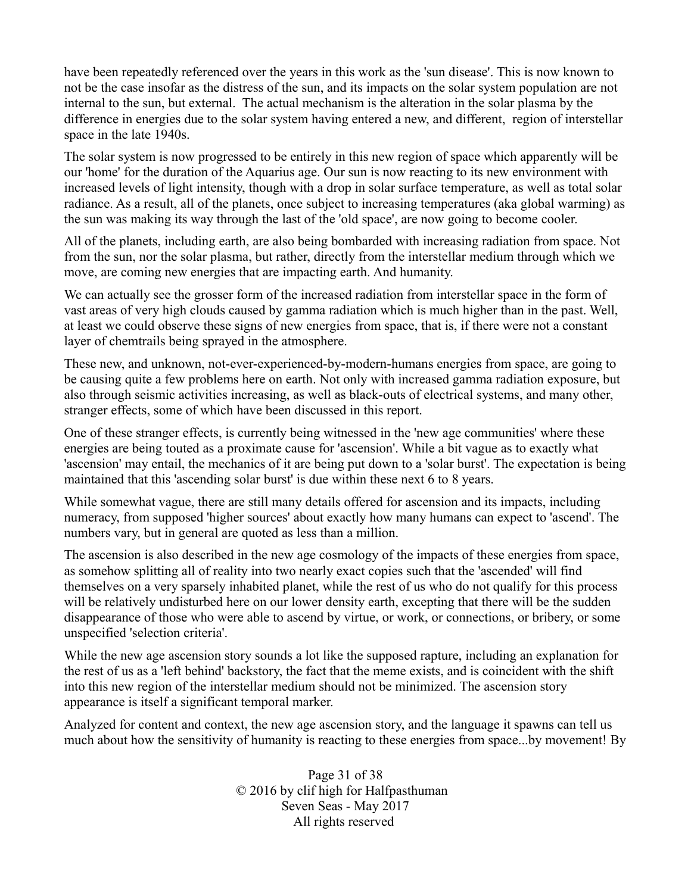have been repeatedly referenced over the years in this work as the 'sun disease'. This is now known to not be the case insofar as the distress of the sun, and its impacts on the solar system population are not internal to the sun, but external. The actual mechanism is the alteration in the solar plasma by the difference in energies due to the solar system having entered a new, and different, region of interstellar space in the late 1940s.

The solar system is now progressed to be entirely in this new region of space which apparently will be our 'home' for the duration of the Aquarius age. Our sun is now reacting to its new environment with increased levels of light intensity, though with a drop in solar surface temperature, as well as total solar radiance. As a result, all of the planets, once subject to increasing temperatures (aka global warming) as the sun was making its way through the last of the 'old space', are now going to become cooler.

All of the planets, including earth, are also being bombarded with increasing radiation from space. Not from the sun, nor the solar plasma, but rather, directly from the interstellar medium through which we move, are coming new energies that are impacting earth. And humanity.

We can actually see the grosser form of the increased radiation from interstellar space in the form of vast areas of very high clouds caused by gamma radiation which is much higher than in the past. Well, at least we could observe these signs of new energies from space, that is, if there were not a constant layer of chemtrails being sprayed in the atmosphere.

These new, and unknown, not-ever-experienced-by-modern-humans energies from space, are going to be causing quite a few problems here on earth. Not only with increased gamma radiation exposure, but also through seismic activities increasing, as well as black-outs of electrical systems, and many other, stranger effects, some of which have been discussed in this report.

One of these stranger effects, is currently being witnessed in the 'new age communities' where these energies are being touted as a proximate cause for 'ascension'. While a bit vague as to exactly what 'ascension' may entail, the mechanics of it are being put down to a 'solar burst'. The expectation is being maintained that this 'ascending solar burst' is due within these next 6 to 8 years.

While somewhat vague, there are still many details offered for ascension and its impacts, including numeracy, from supposed 'higher sources' about exactly how many humans can expect to 'ascend'. The numbers vary, but in general are quoted as less than a million.

The ascension is also described in the new age cosmology of the impacts of these energies from space, as somehow splitting all of reality into two nearly exact copies such that the 'ascended' will find themselves on a very sparsely inhabited planet, while the rest of us who do not qualify for this process will be relatively undisturbed here on our lower density earth, excepting that there will be the sudden disappearance of those who were able to ascend by virtue, or work, or connections, or bribery, or some unspecified 'selection criteria'.

While the new age ascension story sounds a lot like the supposed rapture, including an explanation for the rest of us as a 'left behind' backstory, the fact that the meme exists, and is coincident with the shift into this new region of the interstellar medium should not be minimized. The ascension story appearance is itself a significant temporal marker.

Analyzed for content and context, the new age ascension story, and the language it spawns can tell us much about how the sensitivity of humanity is reacting to these energies from space...by movement! By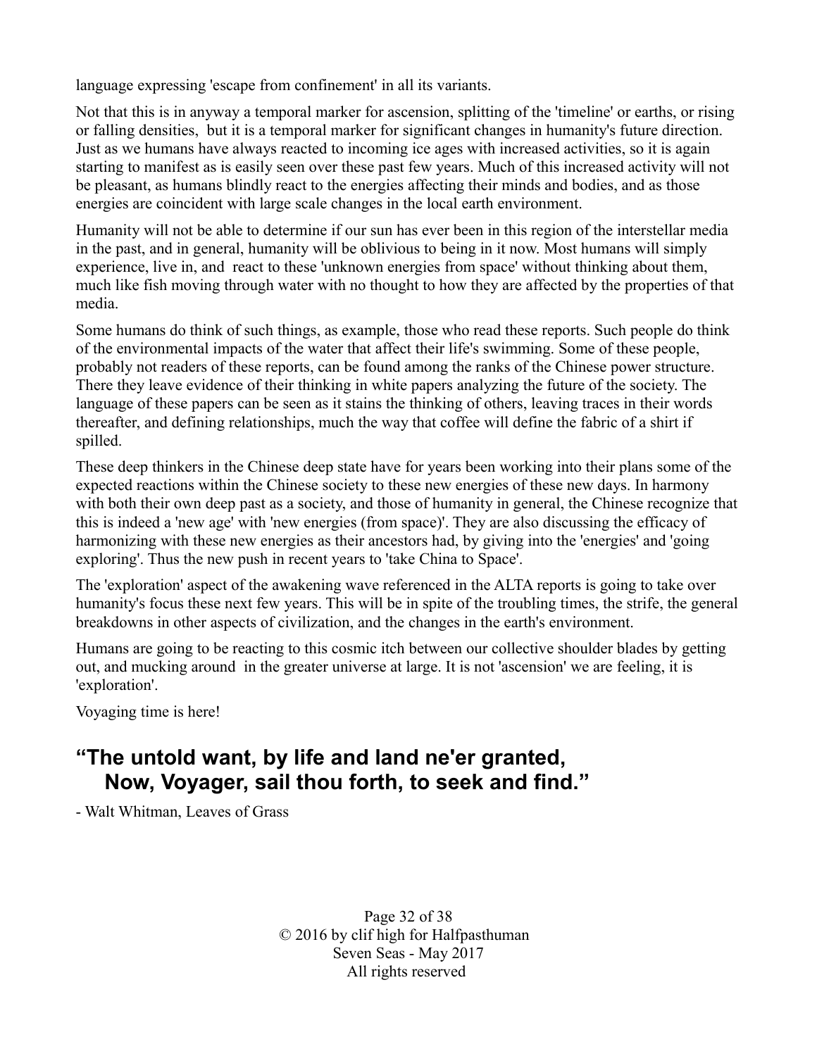language expressing 'escape from confinement' in all its variants.

Not that this is in anyway a temporal marker for ascension, splitting of the 'timeline' or earths, or rising or falling densities, but it is a temporal marker for significant changes in humanity's future direction. Just as we humans have always reacted to incoming ice ages with increased activities, so it is again starting to manifest as is easily seen over these past few years. Much of this increased activity will not be pleasant, as humans blindly react to the energies affecting their minds and bodies, and as those energies are coincident with large scale changes in the local earth environment.

Humanity will not be able to determine if our sun has ever been in this region of the interstellar media in the past, and in general, humanity will be oblivious to being in it now. Most humans will simply experience, live in, and react to these 'unknown energies from space' without thinking about them, much like fish moving through water with no thought to how they are affected by the properties of that media.

Some humans do think of such things, as example, those who read these reports. Such people do think of the environmental impacts of the water that affect their life's swimming. Some of these people, probably not readers of these reports, can be found among the ranks of the Chinese power structure. There they leave evidence of their thinking in white papers analyzing the future of the society. The language of these papers can be seen as it stains the thinking of others, leaving traces in their words thereafter, and defining relationships, much the way that coffee will define the fabric of a shirt if spilled.

These deep thinkers in the Chinese deep state have for years been working into their plans some of the expected reactions within the Chinese society to these new energies of these new days. In harmony with both their own deep past as a society, and those of humanity in general, the Chinese recognize that this is indeed a 'new age' with 'new energies (from space)'. They are also discussing the efficacy of harmonizing with these new energies as their ancestors had, by giving into the 'energies' and 'going exploring'. Thus the new push in recent years to 'take China to Space'.

The 'exploration' aspect of the awakening wave referenced in the ALTA reports is going to take over humanity's focus these next few years. This will be in spite of the troubling times, the strife, the general breakdowns in other aspects of civilization, and the changes in the earth's environment.

Humans are going to be reacting to this cosmic itch between our collective shoulder blades by getting out, and mucking around in the greater universe at large. It is not 'ascension' we are feeling, it is 'exploration'.

Voyaging time is here!

## “The untold want, by life and land ne'er granted, Now, Voyager, sail thou forth, to seek and find.”

- Walt Whitman, Leaves of Grass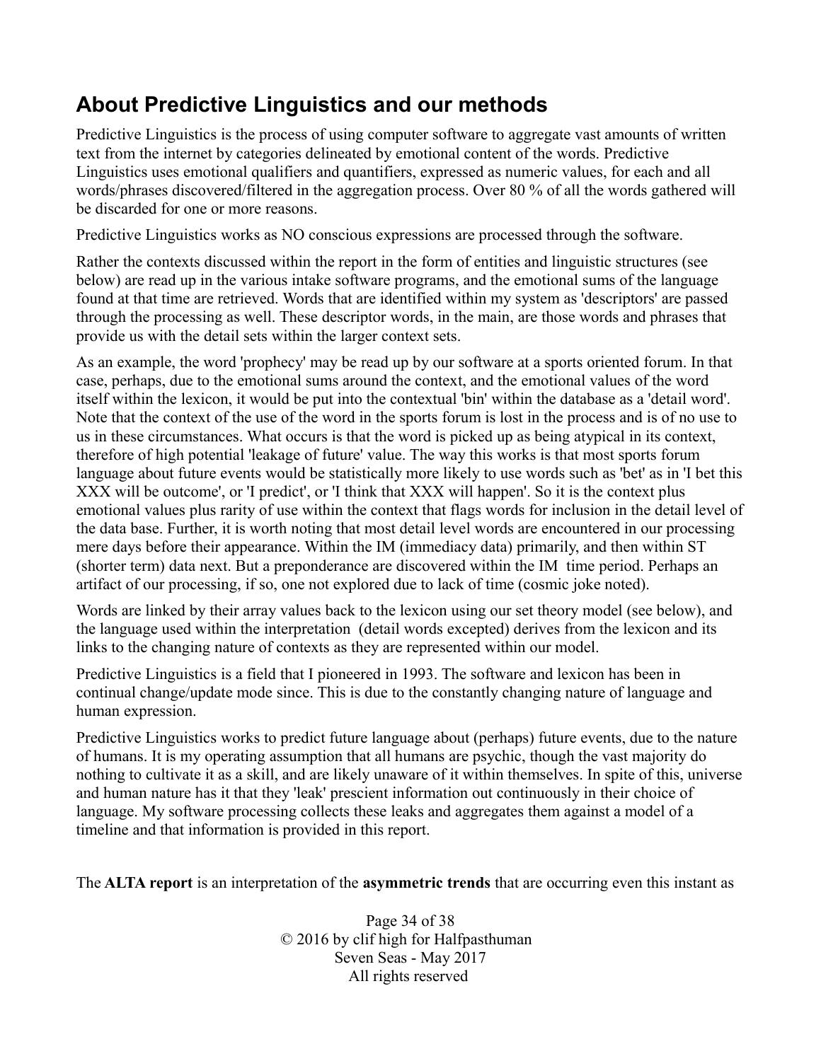## About Predictive Linguistics and our methods

Predictive Linguistics is the process of using computer software to aggregate vast amounts of written text from the internet by categories delineated by emotional content of the words. Predictive Linguistics uses emotional qualifiers and quantifiers, expressed as numeric values, for each and all words/phrases discovered/filtered in the aggregation process. Over 80 % of all the words gathered will be discarded for one or more reasons.

Predictive Linguistics works as NO conscious expressions are processed through the software.

Rather the contexts discussed within the report in the form of entities and linguistic structures (see below) are read up in the various intake software programs, and the emotional sums of the language found at that time are retrieved. Words that are identified within my system as 'descriptors' are passed through the processing as well. These descriptor words, in the main, are those words and phrases that provide us with the detail sets within the larger context sets.

As an example, the word 'prophecy' may be read up by our software at a sports oriented forum. In that case, perhaps, due to the emotional sums around the context, and the emotional values of the word itself within the lexicon, it would be put into the contextual 'bin' within the database as a 'detail word'. Note that the context of the use of the word in the sports forum is lost in the process and is of no use to us in these circumstances. What occurs is that the word is picked up as being atypical in its context, therefore of high potential 'leakage of future' value. The way this works is that most sports forum language about future events would be statistically more likely to use words such as 'bet' as in 'I bet this XXX will be outcome', or 'I predict', or 'I think that XXX will happen'. So it is the context plus emotional values plus rarity of use within the context that flags words for inclusion in the detail level of the data base. Further, it is worth noting that most detail level words are encountered in our processing mere days before their appearance. Within the IM (immediacy data) primarily, and then within ST (shorter term) data next. But a preponderance are discovered within the IM time period. Perhaps an artifact of our processing, if so, one not explored due to lack of time (cosmic joke noted).

Words are linked by their array values back to the lexicon using our set theory model (see below), and the language used within the interpretation (detail words excepted) derives from the lexicon and its links to the changing nature of contexts as they are represented within our model.

Predictive Linguistics is a field that I pioneered in 1993. The software and lexicon has been in continual change/update mode since. This is due to the constantly changing nature of language and human expression.

Predictive Linguistics works to predict future language about (perhaps) future events, due to the nature of humans. It is my operating assumption that all humans are psychic, though the vast majority do nothing to cultivate it as a skill, and are likely unaware of it within themselves. In spite of this, universe and human nature has it that they 'leak' prescient information out continuously in their choice of language. My software processing collects these leaks and aggregates them against a model of a timeline and that information is provided in this report.

The **ALTA report** is an interpretation of the **asymmetric trends** that are occurring even this instant as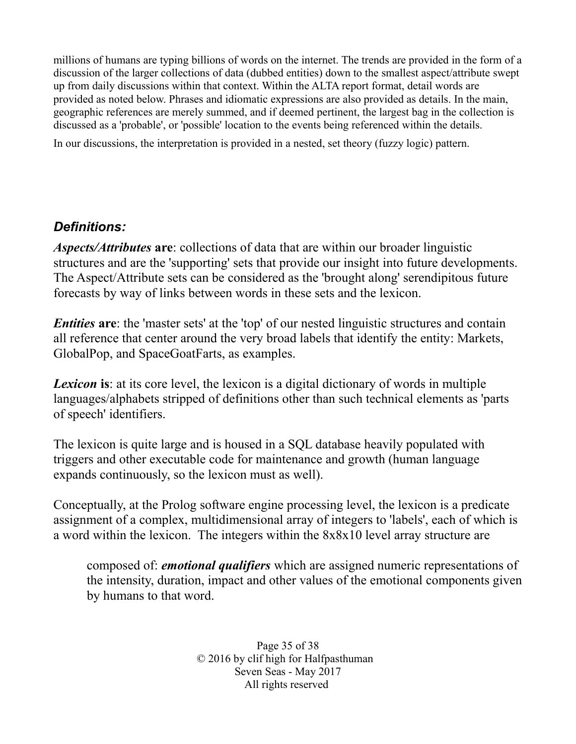millions of humans are typing billions of words on the internet. The trends are provided in the form of a discussion of the larger collections of data (dubbed entities) down to the smallest aspect/attribute swept up from daily discussions within that context. Within the ALTA report format, detail words are provided as noted below. Phrases and idiomatic expressions are also provided as details. In the main, geographic references are merely summed, and if deemed pertinent, the largest bag in the collection is discussed as a 'probable', or 'possible' location to the events being referenced within the details.

In our discussions, the interpretation is provided in a nested, set theory (fuzzy logic) pattern.

## *Definitions:*

***Aspects/Attributes* are**: collections of data that are within our broader linguistic structures and are the 'supporting' sets that provide our insight into future developments. The Aspect/Attribute sets can be considered as the 'brought along' serendipitous future forecasts by way of links between words in these sets and the lexicon.

***Entities* are**: the 'master sets' at the 'top' of our nested linguistic structures and contain all reference that center around the very broad labels that identify the entity: Markets, GlobalPop, and SpaceGoatFarts, as examples.

***Lexicon* is**: at its core level, the lexicon is a digital dictionary of words in multiple languages/alphabets stripped of definitions other than such technical elements as 'parts of speech' identifiers.

The lexicon is quite large and is housed in a SQL database heavily populated with triggers and other executable code for maintenance and growth (human language expands continuously, so the lexicon must as well).

Conceptually, at the Prolog software engine processing level, the lexicon is a predicate assignment of a complex, multidimensional array of integers to 'labels', each of which is a word within the lexicon. The integers within the 8x8x10 level array structure are

> composed of: ***emotional qualifiers*** which are assigned numeric representations of the intensity, duration, impact and other values of the emotional components given by humans to that word.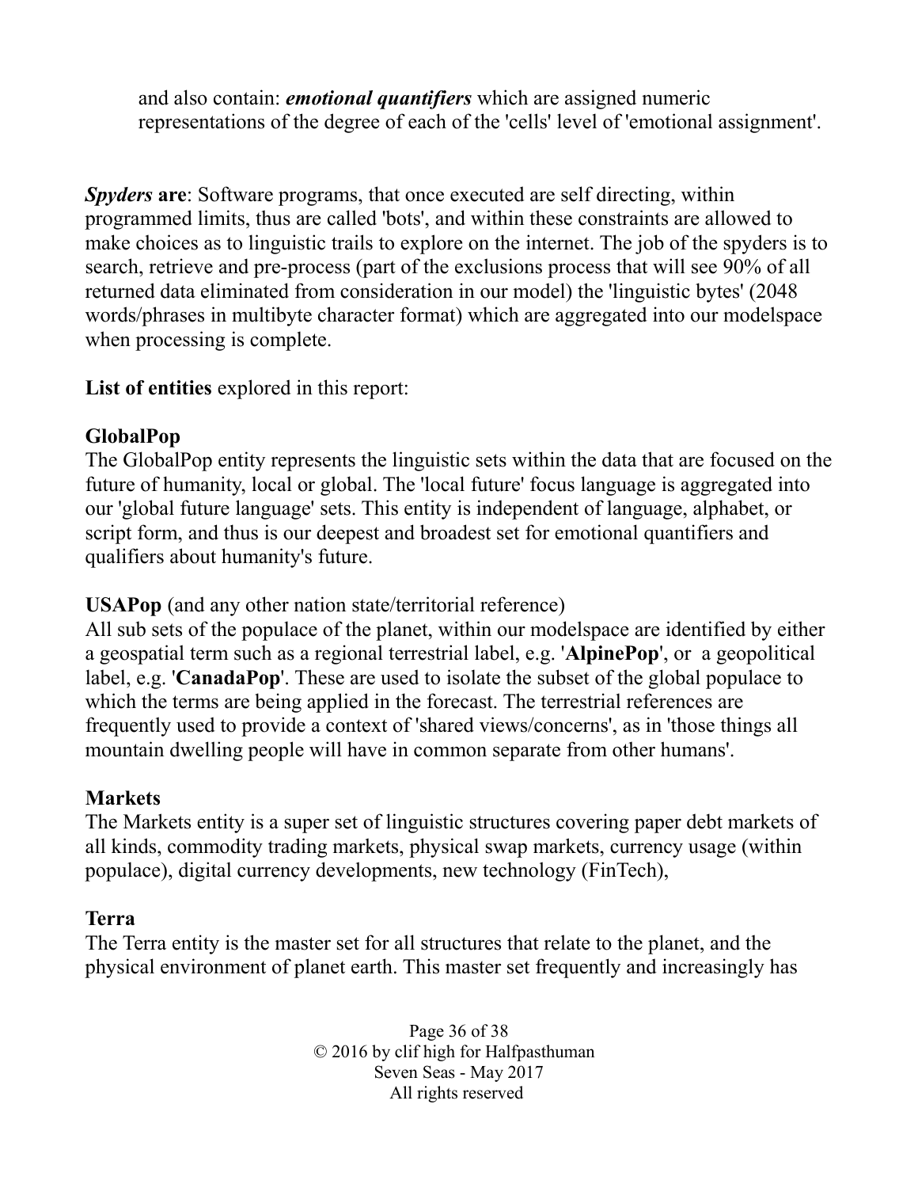and also contain: ***emotional quantifiers*** which are assigned numeric representations of the degree of each of the 'cells' level of 'emotional assignment'.

***Spyders* are**: Software programs, that once executed are self directing, within programmed limits, thus are called 'bots', and within these constraints are allowed to make choices as to linguistic trails to explore on the internet. The job of the spyders is to search, retrieve and pre-process (part of the exclusions process that will see 90% of all returned data eliminated from consideration in our model) the 'linguistic bytes' (2048 words/phrases in multibyte character format) which are aggregated into our modelspace when processing is complete.

**List of entities** explored in this report:

**GlobalPop**
The GlobalPop entity represents the linguistic sets within the data that are focused on the future of humanity, local or global. The 'local future' focus language is aggregated into our 'global future language' sets. This entity is independent of language, alphabet, or script form, and thus is our deepest and broadest set for emotional quantifiers and qualifiers about humanity's future.

**USAPop** (and any other nation state/territorial reference)
All sub sets of the populace of the planet, within our modelspace are identified by either a geospatial term such as a regional terrestrial label, e.g. '**AlpinePop**', or a geopolitical label, e.g. '**CanadaPop**'. These are used to isolate the subset of the global populace to which the terms are being applied in the forecast. The terrestrial references are frequently used to provide a context of 'shared views/concerns', as in 'those things all mountain dwelling people will have in common separate from other humans'.

**Markets**
The Markets entity is a super set of linguistic structures covering paper debt markets of all kinds, commodity trading markets, physical swap markets, currency usage (within populace), digital currency developments, new technology (FinTech),

**Terra**
The Terra entity is the master set for all structures that relate to the planet, and the physical environment of planet earth. This master set frequently and increasingly has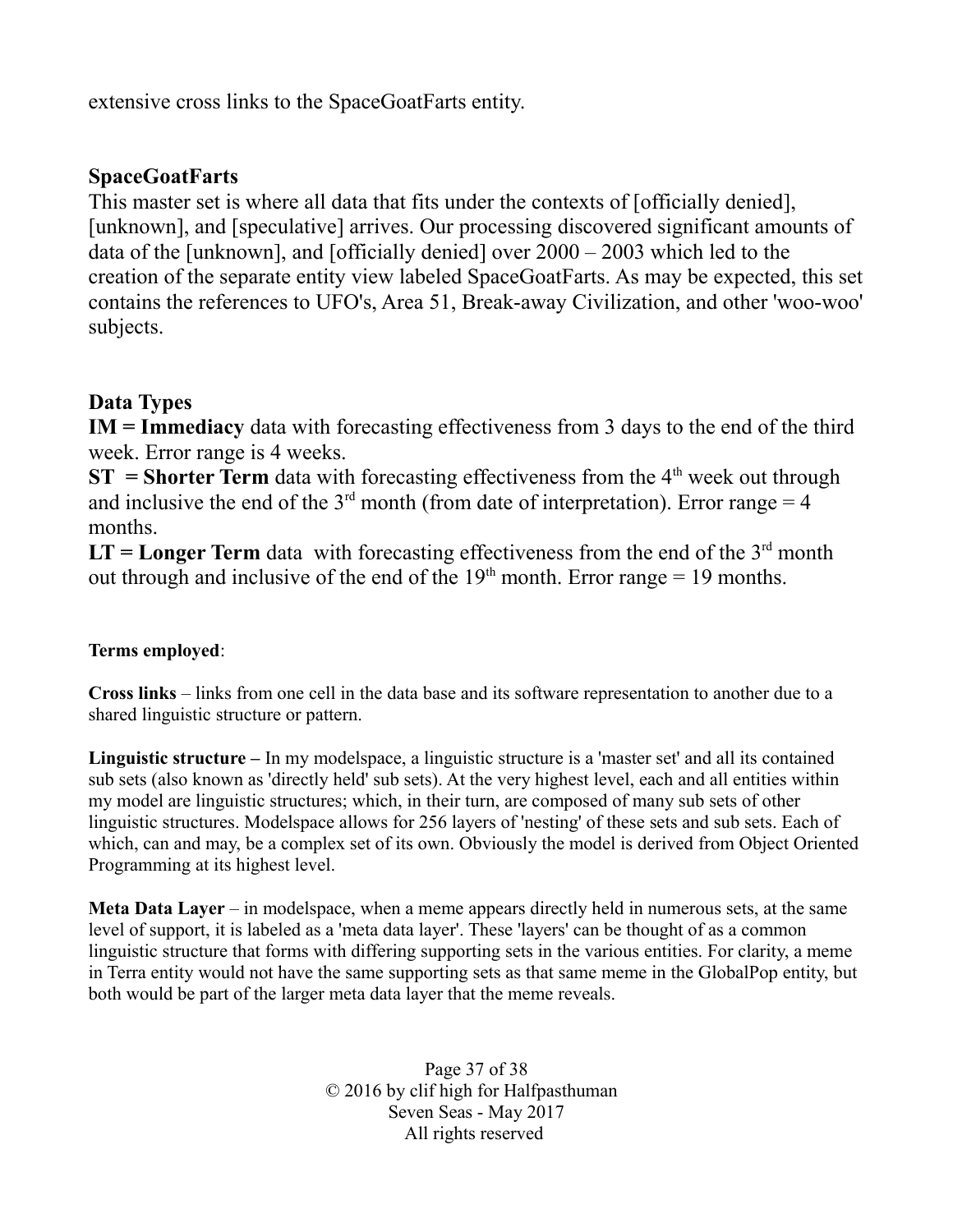extensive cross links to the SpaceGoatFarts entity.

## SpaceGoatFarts

This master set is where all data that fits under the contexts of [officially denied], [unknown], and [speculative] arrives. Our processing discovered significant amounts of data of the [unknown], and [officially denied] over 2000 – 2003 which led to the creation of the separate entity view labeled SpaceGoatFarts. As may be expected, this set contains the references to UFO's, Area 51, Break-away Civilization, and other 'woo-woo' subjects.

## Data Types

**IM = Immediacy** data with forecasting effectiveness from 3 days to the end of the third week. Error range is 4 weeks.

**ST = Shorter Term** data with forecasting effectiveness from the 4th week out through and inclusive the end of the 3rd month (from date of interpretation). Error range = 4 months.

**LT = Longer Term** data with forecasting effectiveness from the end of the 3rd month out through and inclusive of the end of the 19th month. Error range = 19 months.

**Terms employed**:

**Cross links** – links from one cell in the data base and its software representation to another due to a shared linguistic structure or pattern.

**Linguistic structure –** In my modelspace, a linguistic structure is a 'master set' and all its contained sub sets (also known as 'directly held' sub sets). At the very highest level, each and all entities within my model are linguistic structures; which, in their turn, are composed of many sub sets of other linguistic structures. Modelspace allows for 256 layers of 'nesting' of these sets and sub sets. Each of which, can and may, be a complex set of its own. Obviously the model is derived from Object Oriented Programming at its highest level.

**Meta Data Layer** – in modelspace, when a meme appears directly held in numerous sets, at the same level of support, it is labeled as a 'meta data layer'. These 'layers' can be thought of as a common linguistic structure that forms with differing supporting sets in the various entities. For clarity, a meme in Terra entity would not have the same supporting sets as that same meme in the GlobalPop entity, but both would be part of the larger meta data layer that the meme reveals.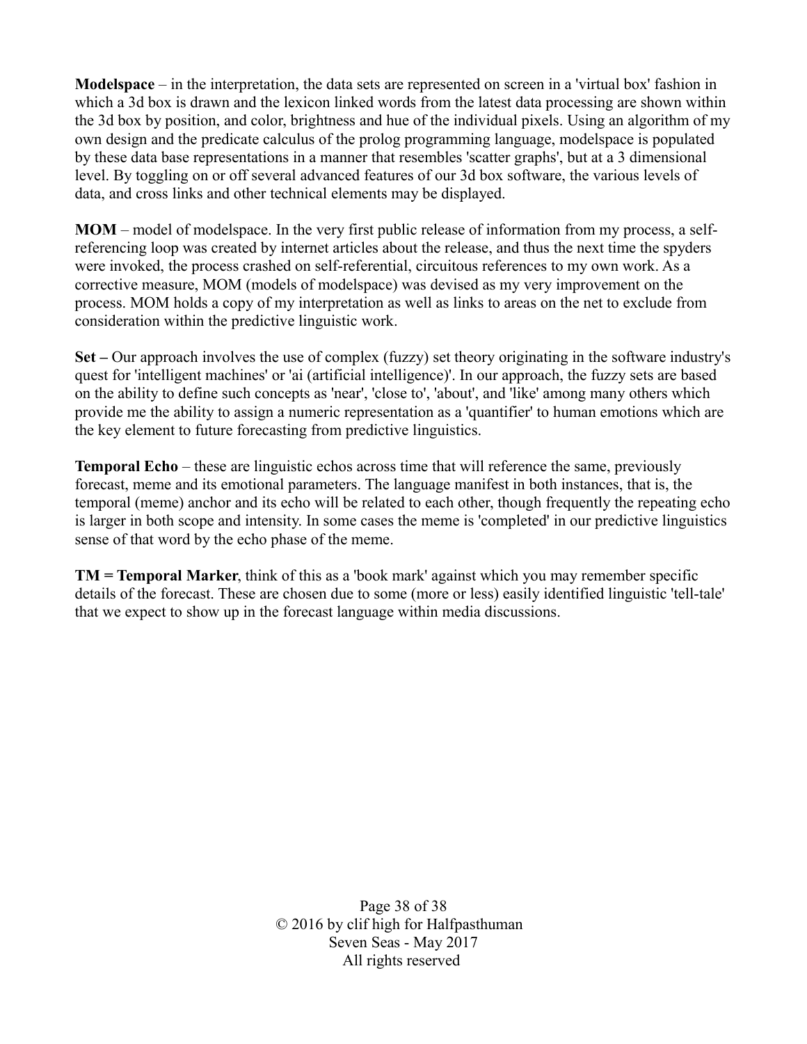**Modelspace** – in the interpretation, the data sets are represented on screen in a 'virtual box' fashion in which a 3d box is drawn and the lexicon linked words from the latest data processing are shown within the 3d box by position, and color, brightness and hue of the individual pixels. Using an algorithm of my own design and the predicate calculus of the prolog programming language, modelspace is populated by these data base representations in a manner that resembles 'scatter graphs', but at a 3 dimensional level. By toggling on or off several advanced features of our 3d box software, the various levels of data, and cross links and other technical elements may be displayed.

**MOM** – model of modelspace. In the very first public release of information from my process, a self-referencing loop was created by internet articles about the release, and thus the next time the spyders were invoked, the process crashed on self-referential, circuitous references to my own work. As a corrective measure, MOM (models of modelspace) was devised as my very improvement on the process. MOM holds a copy of my interpretation as well as links to areas on the net to exclude from consideration within the predictive linguistic work.

**Set –** Our approach involves the use of complex (fuzzy) set theory originating in the software industry's quest for 'intelligent machines' or 'ai (artificial intelligence)'. In our approach, the fuzzy sets are based on the ability to define such concepts as 'near', 'close to', 'about', and 'like' among many others which provide me the ability to assign a numeric representation as a 'quantifier' to human emotions which are the key element to future forecasting from predictive linguistics.

**Temporal Echo** – these are linguistic echos across time that will reference the same, previously forecast, meme and its emotional parameters. The language manifest in both instances, that is, the temporal (meme) anchor and its echo will be related to each other, though frequently the repeating echo is larger in both scope and intensity. In some cases the meme is 'completed' in our predictive linguistics sense of that word by the echo phase of the meme.

**TM = Temporal Marker**, think of this as a 'book mark' against which you may remember specific details of the forecast. These are chosen due to some (more or less) easily identified linguistic 'tell-tale' that we expect to show up in the forecast language within media discussions.